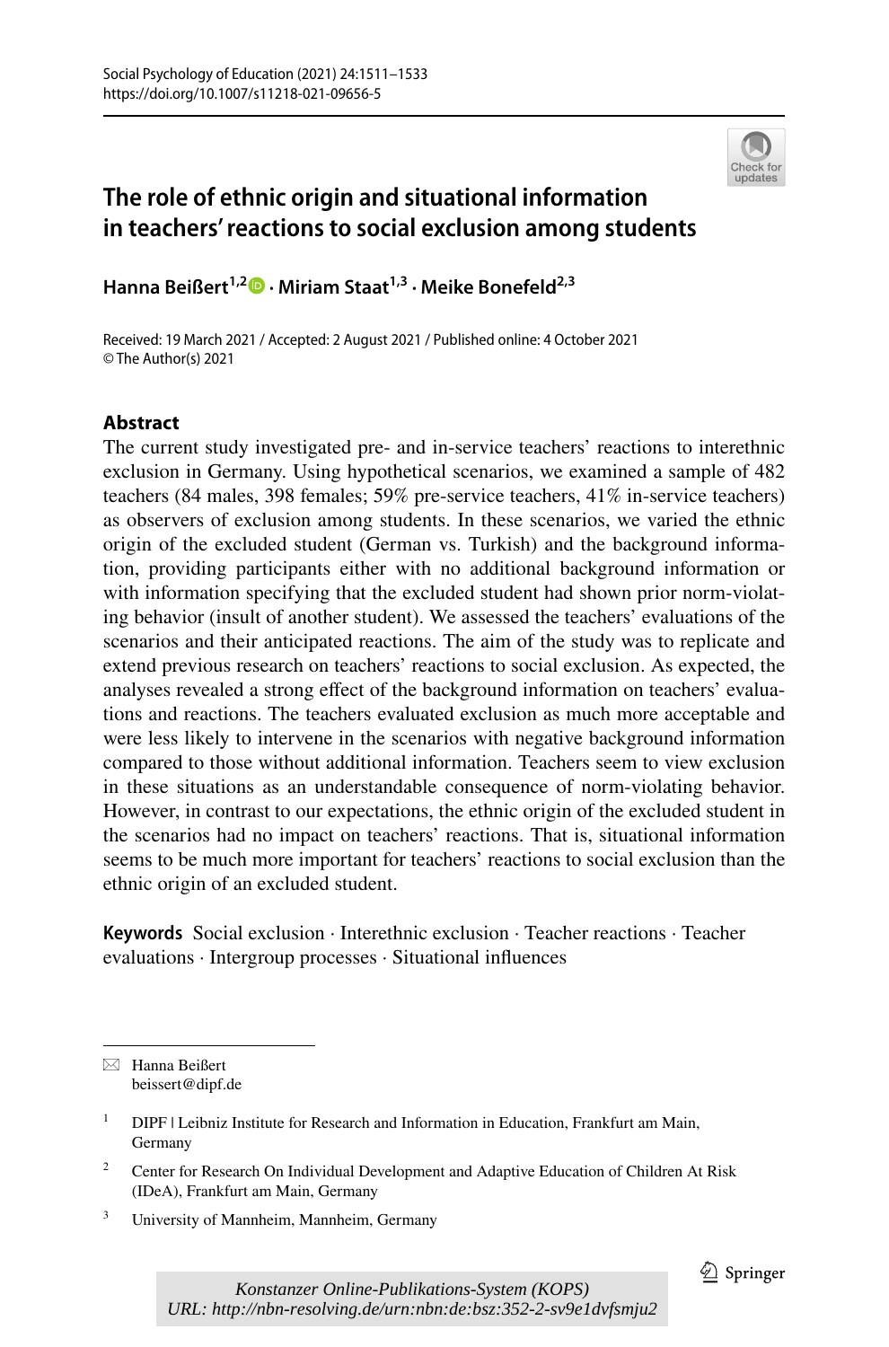# The role of ethnic origin and situational information in teachers' reactions to social exclusion among students

**Hanna Beißert[1,2] · Miriam Staat[1,3] · Meike Bonefeld[2,3]**

Received: 19 March 2021 / Accepted: 2 August 2021 / Published online: 4 October 2021
© The Author(s) 2021

## Abstract

The current study investigated pre- and in-service teachers' reactions to interethnic exclusion in Germany. Using hypothetical scenarios, we examined a sample of 482 teachers (84 males, 398 females; 59% pre-service teachers, 41% in-service teachers) as observers of exclusion among students. In these scenarios, we varied the ethnic origin of the excluded student (German vs. Turkish) and the background information, providing participants either with no additional background information or with information specifying that the excluded student had shown prior norm-violating behavior (insult of another student). We assessed the teachers' evaluations of the scenarios and their anticipated reactions. The aim of the study was to replicate and extend previous research on teachers' reactions to social exclusion. As expected, the analyses revealed a strong effect of the background information on teachers' evaluations and reactions. The teachers evaluated exclusion as much more acceptable and were less likely to intervene in the scenarios with negative background information compared to those without additional information. Teachers seem to view exclusion in these situations as an understandable consequence of norm-violating behavior. However, in contrast to our expectations, the ethnic origin of the excluded student in the scenarios had no impact on teachers' reactions. That is, situational information seems to be much more important for teachers' reactions to social exclusion than the ethnic origin of an excluded student.

**Keywords** Social exclusion · Interethnic exclusion · Teacher reactions · Teacher evaluations · Intergroup processes · Situational influences

---

✉ Hanna Beißert
beissert@dipf.de

[1] DIPF | Leibniz Institute for Research and Information in Education, Frankfurt am Main, Germany

[2] Center for Research On Individual Development and Adaptive Education of Children At Risk (IDeA), Frankfurt am Main, Germany

[3] University of Mannheim, Mannheim, Germany

*Konstanzer Online-Publikations-System (KOPS)*
*URL: http://nbn-resolving.de/urn:nbn:de:bsz:352-2-sv9e1dvfsmju2*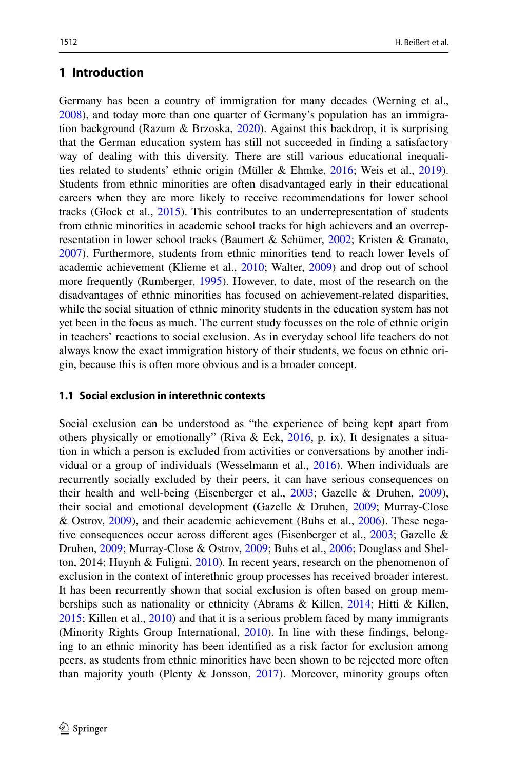# 1 Introduction

Germany has been a country of immigration for many decades (Werning et al., 2008), and today more than one quarter of Germany's population has an immigration background (Razum & Brzoska, 2020). Against this backdrop, it is surprising that the German education system has still not succeeded in finding a satisfactory way of dealing with this diversity. There are still various educational inequalities related to students' ethnic origin (Müller & Ehmke, 2016; Weis et al., 2019). Students from ethnic minorities are often disadvantaged early in their educational careers when they are more likely to receive recommendations for lower school tracks (Glock et al., 2015). This contributes to an underrepresentation of students from ethnic minorities in academic school tracks for high achievers and an overrepresentation in lower school tracks (Baumert & Schümer, 2002; Kristen & Granato, 2007). Furthermore, students from ethnic minorities tend to reach lower levels of academic achievement (Klieme et al., 2010; Walter, 2009) and drop out of school more frequently (Rumberger, 1995). However, to date, most of the research on the disadvantages of ethnic minorities has focused on achievement-related disparities, while the social situation of ethnic minority students in the education system has not yet been in the focus as much. The current study focusses on the role of ethnic origin in teachers' reactions to social exclusion. As in everyday school life teachers do not always know the exact immigration history of their students, we focus on ethnic origin, because this is often more obvious and is a broader concept.

## 1.1 Social exclusion in interethnic contexts

Social exclusion can be understood as "the experience of being kept apart from others physically or emotionally" (Riva & Eck, 2016, p. ix). It designates a situation in which a person is excluded from activities or conversations by another individual or a group of individuals (Wesselmann et al., 2016). When individuals are recurrently socially excluded by their peers, it can have serious consequences on their health and well-being (Eisenberger et al., 2003; Gazelle & Druhen, 2009), their social and emotional development (Gazelle & Druhen, 2009; Murray-Close & Ostrov, 2009), and their academic achievement (Buhs et al., 2006). These negative consequences occur across different ages (Eisenberger et al., 2003; Gazelle & Druhen, 2009; Murray-Close & Ostrov, 2009; Buhs et al., 2006; Douglass and Shelton, 2014; Huynh & Fuligni, 2010). In recent years, research on the phenomenon of exclusion in the context of interethnic group processes has received broader interest. It has been recurrently shown that social exclusion is often based on group memberships such as nationality or ethnicity (Abrams & Killen, 2014; Hitti & Killen, 2015; Killen et al., 2010) and that it is a serious problem faced by many immigrants (Minority Rights Group International, 2010). In line with these findings, belonging to an ethnic minority has been identified as a risk factor for exclusion among peers, as students from ethnic minorities have been shown to be rejected more often than majority youth (Plenty & Jonsson, 2017). Moreover, minority groups often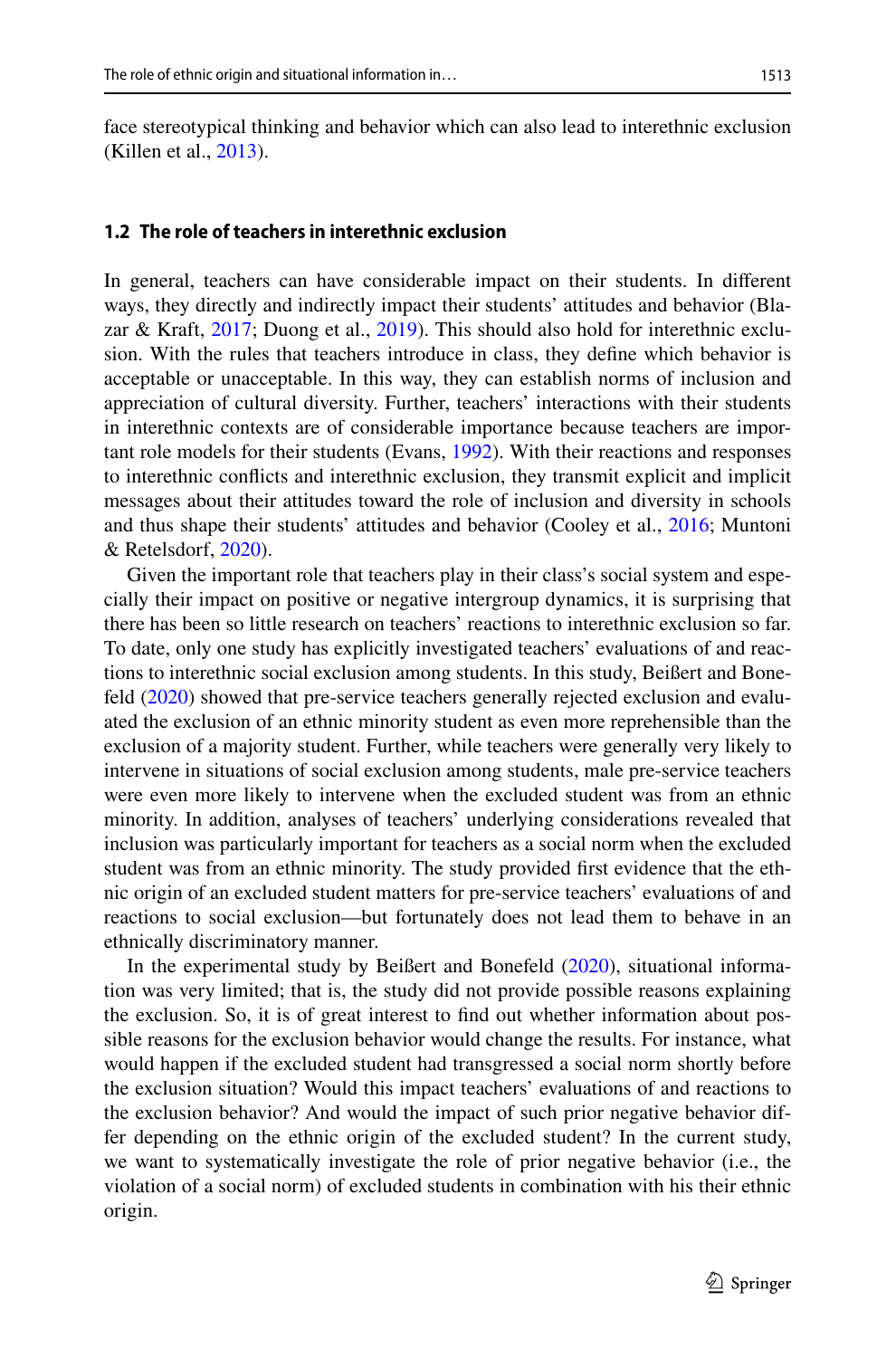face stereotypical thinking and behavior which can also lead to interethnic exclusion (Killen et al., 2013).

### 1.2 The role of teachers in interethnic exclusion

In general, teachers can have considerable impact on their students. In different ways, they directly and indirectly impact their students' attitudes and behavior (Blazar & Kraft, 2017; Duong et al., 2019). This should also hold for interethnic exclusion. With the rules that teachers introduce in class, they define which behavior is acceptable or unacceptable. In this way, they can establish norms of inclusion and appreciation of cultural diversity. Further, teachers' interactions with their students in interethnic contexts are of considerable importance because teachers are important role models for their students (Evans, 1992). With their reactions and responses to interethnic conflicts and interethnic exclusion, they transmit explicit and implicit messages about their attitudes toward the role of inclusion and diversity in schools and thus shape their students' attitudes and behavior (Cooley et al., 2016; Muntoni & Retelsdorf, 2020).

Given the important role that teachers play in their class's social system and especially their impact on positive or negative intergroup dynamics, it is surprising that there has been so little research on teachers' reactions to interethnic exclusion so far. To date, only one study has explicitly investigated teachers' evaluations of and reactions to interethnic social exclusion among students. In this study, Beißert and Bonefeld (2020) showed that pre-service teachers generally rejected exclusion and evaluated the exclusion of an ethnic minority student as even more reprehensible than the exclusion of a majority student. Further, while teachers were generally very likely to intervene in situations of social exclusion among students, male pre-service teachers were even more likely to intervene when the excluded student was from an ethnic minority. In addition, analyses of teachers' underlying considerations revealed that inclusion was particularly important for teachers as a social norm when the excluded student was from an ethnic minority. The study provided first evidence that the ethnic origin of an excluded student matters for pre-service teachers' evaluations of and reactions to social exclusion—but fortunately does not lead them to behave in an ethnically discriminatory manner.

In the experimental study by Beißert and Bonefeld (2020), situational information was very limited; that is, the study did not provide possible reasons explaining the exclusion. So, it is of great interest to find out whether information about possible reasons for the exclusion behavior would change the results. For instance, what would happen if the excluded student had transgressed a social norm shortly before the exclusion situation? Would this impact teachers' evaluations of and reactions to the exclusion behavior? And would the impact of such prior negative behavior differ depending on the ethnic origin of the excluded student? In the current study, we want to systematically investigate the role of prior negative behavior (i.e., the violation of a social norm) of excluded students in combination with his their ethnic origin.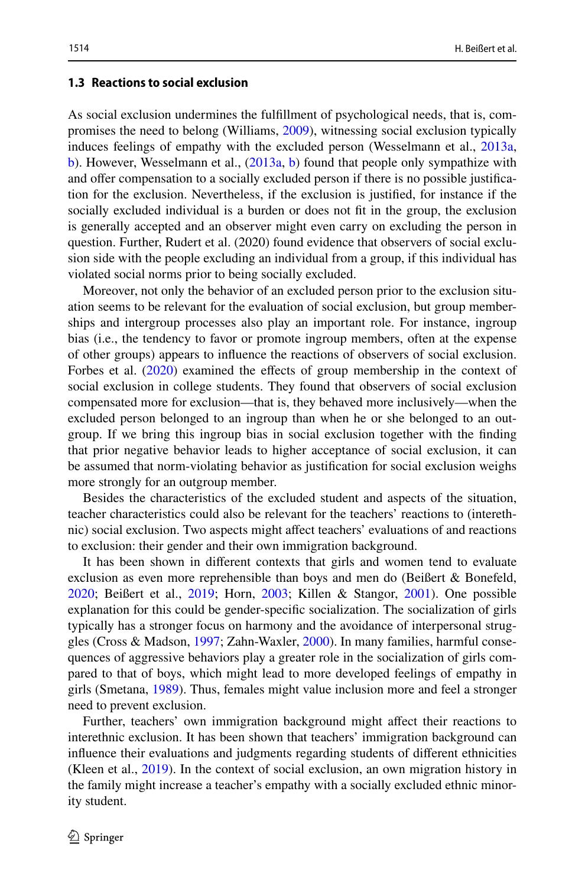### 1.3 Reactions to social exclusion

As social exclusion undermines the fulfillment of psychological needs, that is, compromises the need to belong (Williams, 2009), witnessing social exclusion typically induces feelings of empathy with the excluded person (Wesselmann et al., 2013a, b). However, Wesselmann et al., (2013a, b) found that people only sympathize with and offer compensation to a socially excluded person if there is no possible justification for the exclusion. Nevertheless, if the exclusion is justified, for instance if the socially excluded individual is a burden or does not fit in the group, the exclusion is generally accepted and an observer might even carry on excluding the person in question. Further, Rudert et al. (2020) found evidence that observers of social exclusion side with the people excluding an individual from a group, if this individual has violated social norms prior to being socially excluded.

Moreover, not only the behavior of an excluded person prior to the exclusion situation seems to be relevant for the evaluation of social exclusion, but group memberships and intergroup processes also play an important role. For instance, ingroup bias (i.e., the tendency to favor or promote ingroup members, often at the expense of other groups) appears to influence the reactions of observers of social exclusion. Forbes et al. (2020) examined the effects of group membership in the context of social exclusion in college students. They found that observers of social exclusion compensated more for exclusion—that is, they behaved more inclusively—when the excluded person belonged to an ingroup than when he or she belonged to an outgroup. If we bring this ingroup bias in social exclusion together with the finding that prior negative behavior leads to higher acceptance of social exclusion, it can be assumed that norm-violating behavior as justification for social exclusion weighs more strongly for an outgroup member.

Besides the characteristics of the excluded student and aspects of the situation, teacher characteristics could also be relevant for the teachers' reactions to (interethnic) social exclusion. Two aspects might affect teachers' evaluations of and reactions to exclusion: their gender and their own immigration background.

It has been shown in different contexts that girls and women tend to evaluate exclusion as even more reprehensible than boys and men do (Beißert & Bonefeld, 2020; Beißert et al., 2019; Horn, 2003; Killen & Stangor, 2001). One possible explanation for this could be gender-specific socialization. The socialization of girls typically has a stronger focus on harmony and the avoidance of interpersonal struggles (Cross & Madson, 1997; Zahn-Waxler, 2000). In many families, harmful consequences of aggressive behaviors play a greater role in the socialization of girls compared to that of boys, which might lead to more developed feelings of empathy in girls (Smetana, 1989). Thus, females might value inclusion more and feel a stronger need to prevent exclusion.

Further, teachers' own immigration background might affect their reactions to interethnic exclusion. It has been shown that teachers' immigration background can influence their evaluations and judgments regarding students of different ethnicities (Kleen et al., 2019). In the context of social exclusion, an own migration history in the family might increase a teacher's empathy with a socially excluded ethnic minority student.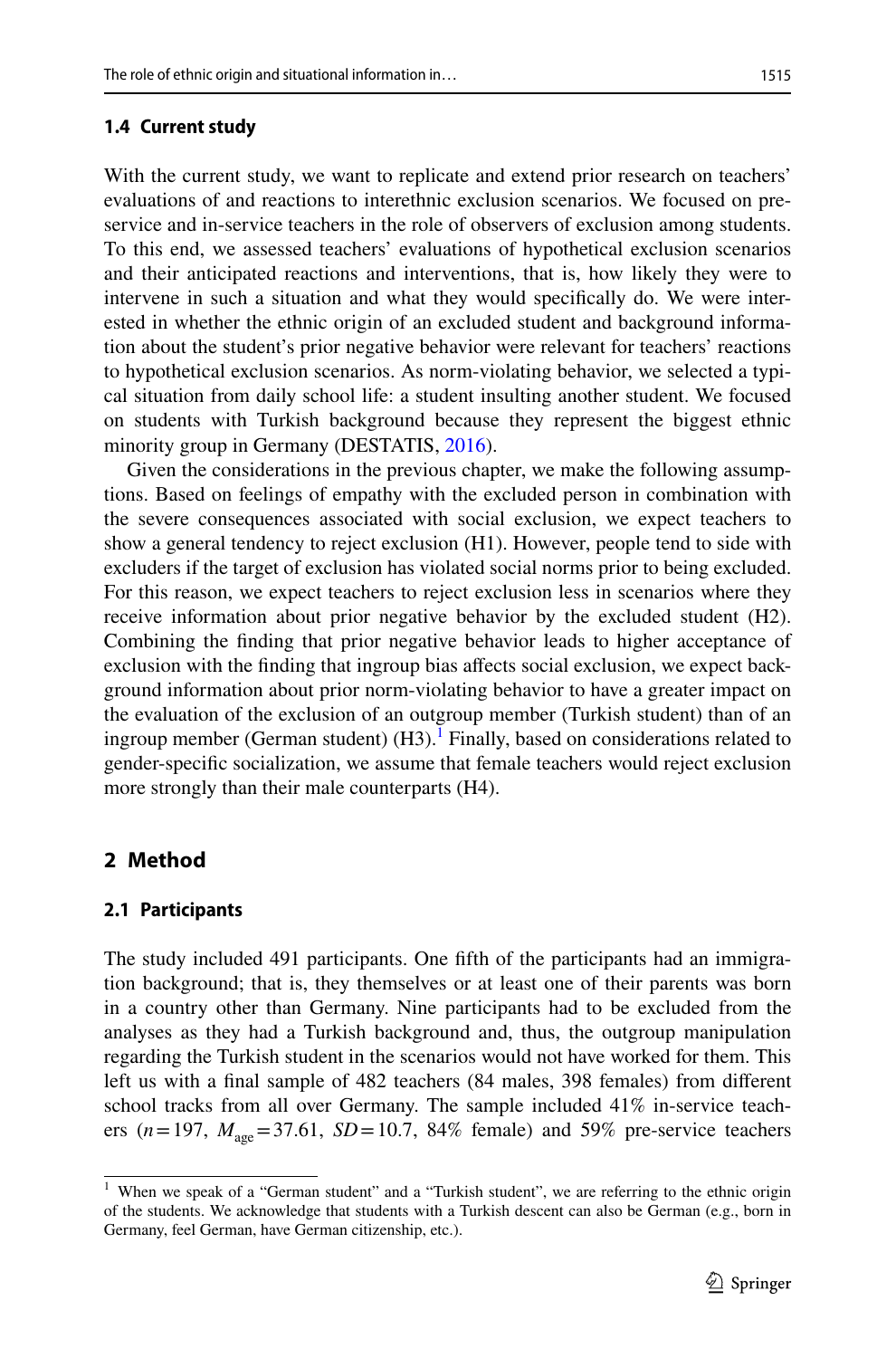### 1.4 Current study

With the current study, we want to replicate and extend prior research on teachers' evaluations of and reactions to interethnic exclusion scenarios. We focused on pre-service and in-service teachers in the role of observers of exclusion among students. To this end, we assessed teachers' evaluations of hypothetical exclusion scenarios and their anticipated reactions and interventions, that is, how likely they were to intervene in such a situation and what they would specifically do. We were interested in whether the ethnic origin of an excluded student and background information about the student's prior negative behavior were relevant for teachers' reactions to hypothetical exclusion scenarios. As norm-violating behavior, we selected a typical situation from daily school life: a student insulting another student. We focused on students with Turkish background because they represent the biggest ethnic minority group in Germany (DESTATIS, 2016).

Given the considerations in the previous chapter, we make the following assumptions. Based on feelings of empathy with the excluded person in combination with the severe consequences associated with social exclusion, we expect teachers to show a general tendency to reject exclusion (H1). However, people tend to side with excluders if the target of exclusion has violated social norms prior to being excluded. For this reason, we expect teachers to reject exclusion less in scenarios where they receive information about prior negative behavior by the excluded student (H2). Combining the finding that prior negative behavior leads to higher acceptance of exclusion with the finding that ingroup bias affects social exclusion, we expect background information about prior norm-violating behavior to have a greater impact on the evaluation of the exclusion of an outgroup member (Turkish student) than of an ingroup member (German student) (H3).[1] Finally, based on considerations related to gender-specific socialization, we assume that female teachers would reject exclusion more strongly than their male counterparts (H4).

## 2 Method

### 2.1 Participants

The study included 491 participants. One fifth of the participants had an immigration background; that is, they themselves or at least one of their parents was born in a country other than Germany. Nine participants had to be excluded from the analyses as they had a Turkish background and, thus, the outgroup manipulation regarding the Turkish student in the scenarios would not have worked for them. This left us with a final sample of 482 teachers (84 males, 398 females) from different school tracks from all over Germany. The sample included 41% in-service teachers ($n = 197$, $M_{age} = 37.61$, $SD = 10.7$, 84% female) and 59% pre-service teachers

---

[1] When we speak of a "German student" and a "Turkish student", we are referring to the ethnic origin of the students. We acknowledge that students with a Turkish descent can also be German (e.g., born in Germany, feel German, have German citizenship, etc.).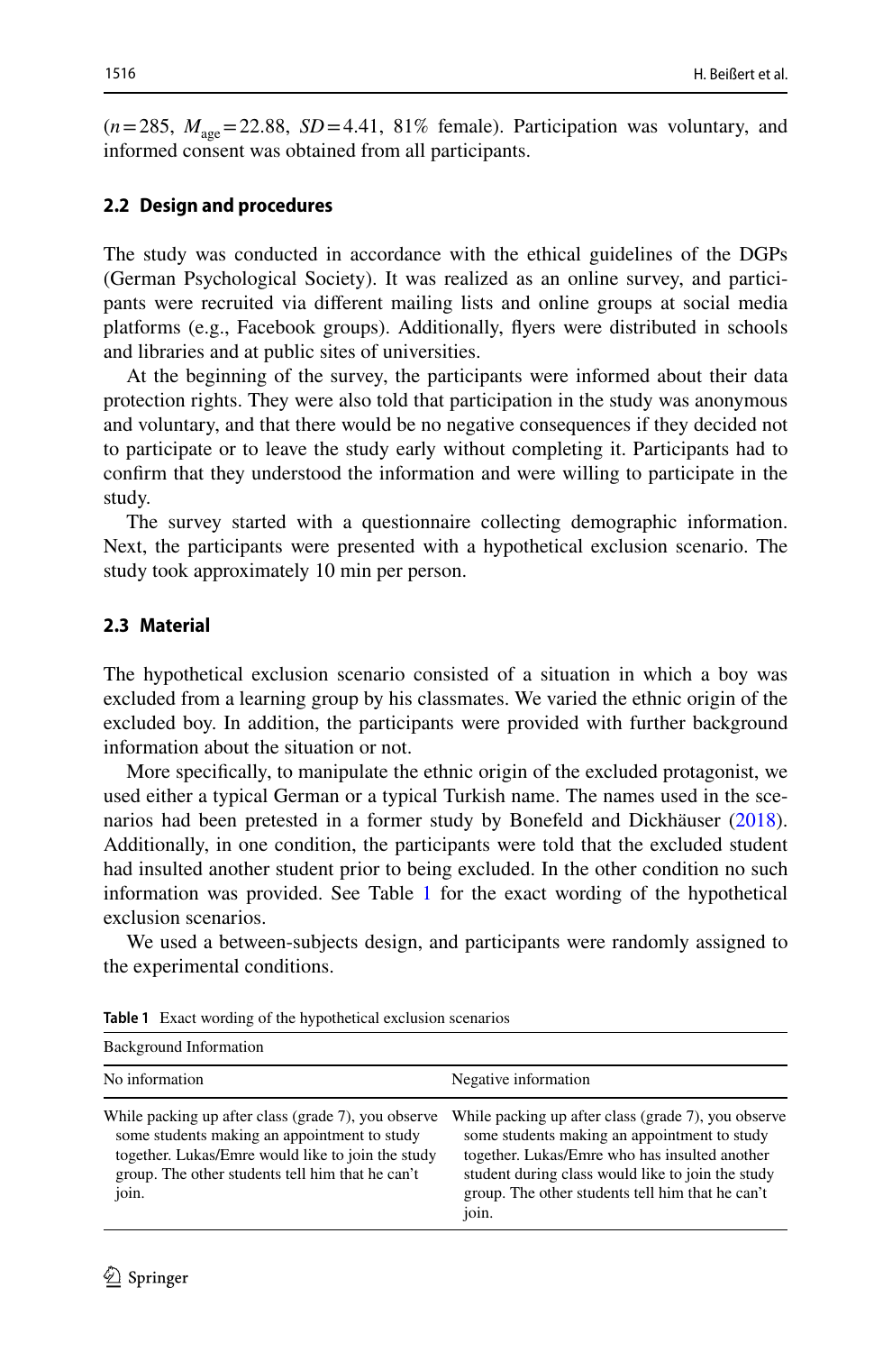($n = 285$, $M_{age} = 22.88$, $SD = 4.41$, 81% female). Participation was voluntary, and informed consent was obtained from all participants.

### 2.2 Design and procedures

The study was conducted in accordance with the ethical guidelines of the DGPs (German Psychological Society). It was realized as an online survey, and participants were recruited via different mailing lists and online groups at social media platforms (e.g., Facebook groups). Additionally, flyers were distributed in schools and libraries and at public sites of universities.

At the beginning of the survey, the participants were informed about their data protection rights. They were also told that participation in the study was anonymous and voluntary, and that there would be no negative consequences if they decided not to participate or to leave the study early without completing it. Participants had to confirm that they understood the information and were willing to participate in the study.

The survey started with a questionnaire collecting demographic information. Next, the participants were presented with a hypothetical exclusion scenario. The study took approximately 10 min per person.

### 2.3 Material

The hypothetical exclusion scenario consisted of a situation in which a boy was excluded from a learning group by his classmates. We varied the ethnic origin of the excluded boy. In addition, the participants were provided with further background information about the situation or not.

More specifically, to manipulate the ethnic origin of the excluded protagonist, we used either a typical German or a typical Turkish name. The names used in the scenarios had been pretested in a former study by Bonefeld and Dickhäuser (2018). Additionally, in one condition, the participants were told that the excluded student had insulted another student prior to being excluded. In the other condition no such information was provided. See Table 1 for the exact wording of the hypothetical exclusion scenarios.

We used a between-subjects design, and participants were randomly assigned to the experimental conditions.

**Table 1** Exact wording of the hypothetical exclusion scenarios

| Background Information | |
|---|---|
| No information | Negative information |
| While packing up after class (grade 7), you observe some students making an appointment to study together. Lukas/Emre would like to join the study group. The other students tell him that he can't join. | While packing up after class (grade 7), you observe some students making an appointment to study together. Lukas/Emre who has insulted another student during class would like to join the study group. The other students tell him that he can't join. |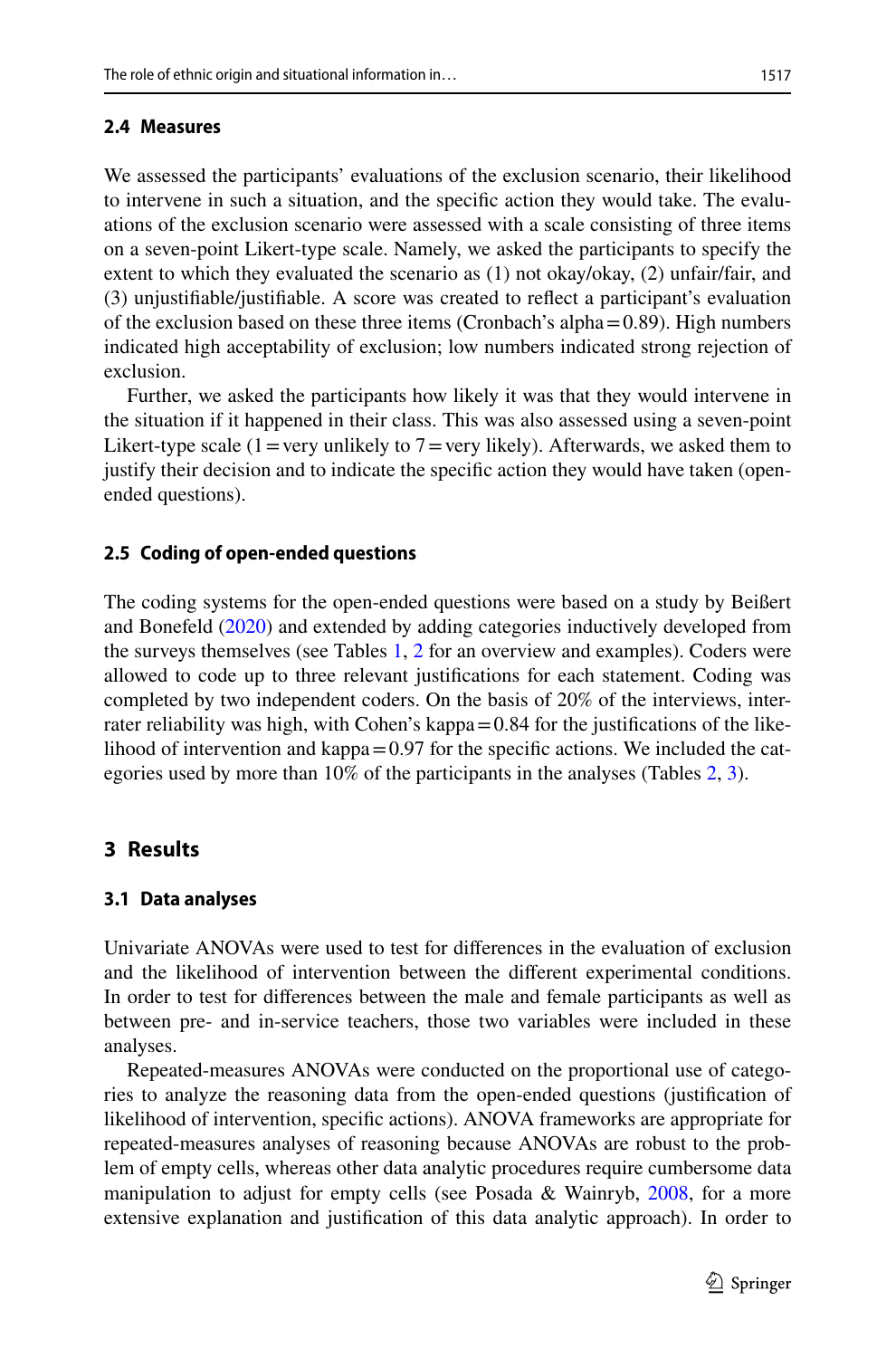### 2.4 Measures

We assessed the participants' evaluations of the exclusion scenario, their likelihood to intervene in such a situation, and the specific action they would take. The evaluations of the exclusion scenario were assessed with a scale consisting of three items on a seven-point Likert-type scale. Namely, we asked the participants to specify the extent to which they evaluated the scenario as (1) not okay/okay, (2) unfair/fair, and (3) unjustifiable/justifiable. A score was created to reflect a participant's evaluation of the exclusion based on these three items (Cronbach's alpha = 0.89). High numbers indicated high acceptability of exclusion; low numbers indicated strong rejection of exclusion.

Further, we asked the participants how likely it was that they would intervene in the situation if it happened in their class. This was also assessed using a seven-point Likert-type scale (1 = very unlikely to 7 = very likely). Afterwards, we asked them to justify their decision and to indicate the specific action they would have taken (open-ended questions).

### 2.5 Coding of open-ended questions

The coding systems for the open-ended questions were based on a study by Beißert and Bonefeld (2020) and extended by adding categories inductively developed from the surveys themselves (see Tables 1, 2 for an overview and examples). Coders were allowed to code up to three relevant justifications for each statement. Coding was completed by two independent coders. On the basis of 20% of the interviews, inter-rater reliability was high, with Cohen's kappa = 0.84 for the justifications of the likelihood of intervention and kappa = 0.97 for the specific actions. We included the categories used by more than 10% of the participants in the analyses (Tables 2, 3).

## 3 Results

### 3.1 Data analyses

Univariate ANOVAs were used to test for differences in the evaluation of exclusion and the likelihood of intervention between the different experimental conditions. In order to test for differences between the male and female participants as well as between pre- and in-service teachers, those two variables were included in these analyses.

Repeated-measures ANOVAs were conducted on the proportional use of categories to analyze the reasoning data from the open-ended questions (justification of likelihood of intervention, specific actions). ANOVA frameworks are appropriate for repeated-measures analyses of reasoning because ANOVAs are robust to the problem of empty cells, whereas other data analytic procedures require cumbersome data manipulation to adjust for empty cells (see Posada & Wainryb, 2008, for a more extensive explanation and justification of this data analytic approach). In order to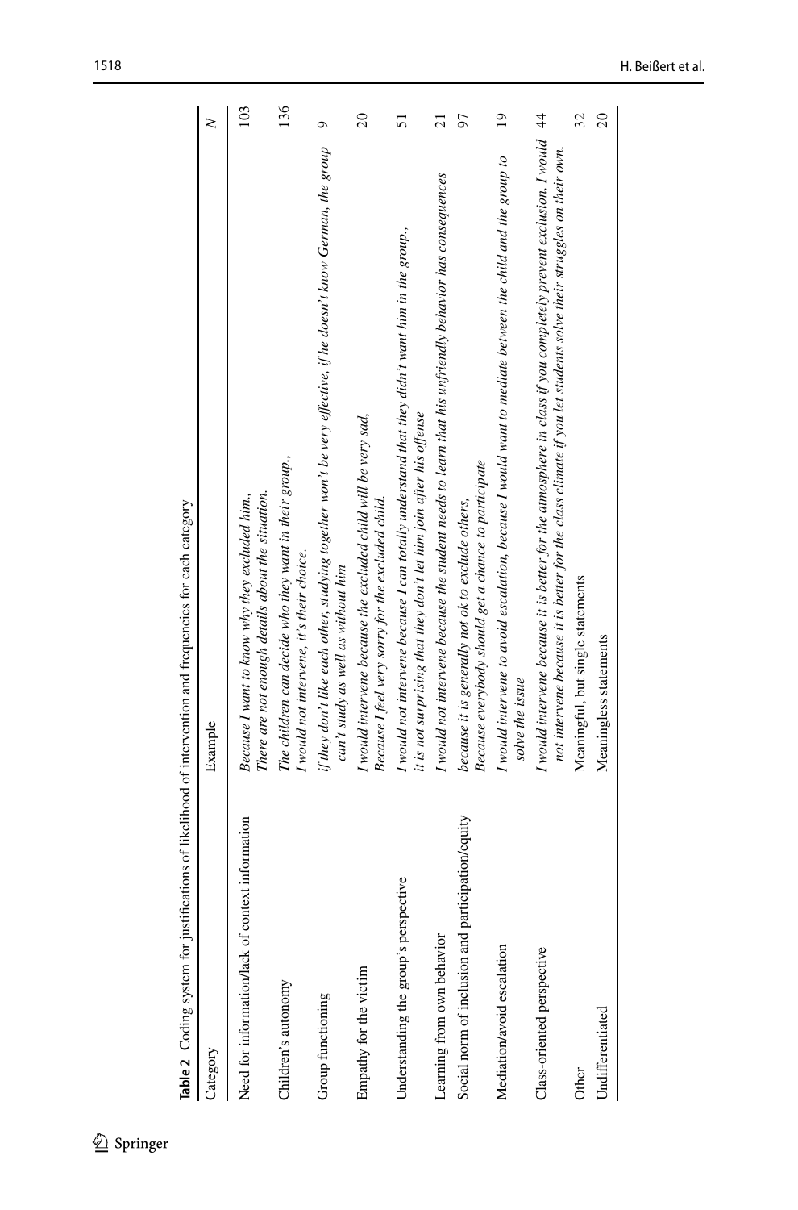**Table 2** Coding system for justifications of likelihood of intervention and frequencies for each category

| Category | Example | N |
|---|---|---|
| Need for information/lack of context information | *Because I want to know why they excluded him*, *There are not enough details about the situation.* | 103 |
| Children's autonomy | *The children can decide who they want in their group.*, *I would not intervene, it's their choice.* | 136 |
| Group functioning | *if they don't like each other, studying together won't be very effective, if he doesn't know German, the group can't study as well as without him* | 9 |
| Empathy for the victim | *I would intervene because the excluded child will be very sad*, *Because I feel very sorry for the excluded child.* | 20 |
| Understanding the group's perspective | *I would not intervene because I can totally understand that they didn't want him in the group.*, *it is not surprising that they don't let him join after his offense* | 51 |
| Learning from own behavior | *I would not intervene because the student needs to learn that his unfriendly behavior has consequences* | 21 |
| Social norm of inclusion and participation/equity | *because it is generally not ok to exclude others*, *Because everybody should get a chance to participate* | 97 |
| Mediation/avoid escalation | *I would intervene to avoid escalation, because I would want to mediate between the child and the group to solve the issue* | 19 |
| Class-oriented perspective | *I would intervene because it is better for the atmosphere in class if you completely prevent exclusion. I would not intervene because it is better for the class climate if you let students solve their struggles on their own.* | 44 |
| Other | Meaningful, but single statements | 32 |
| Undifferentiated | Meaningless statements | 20 |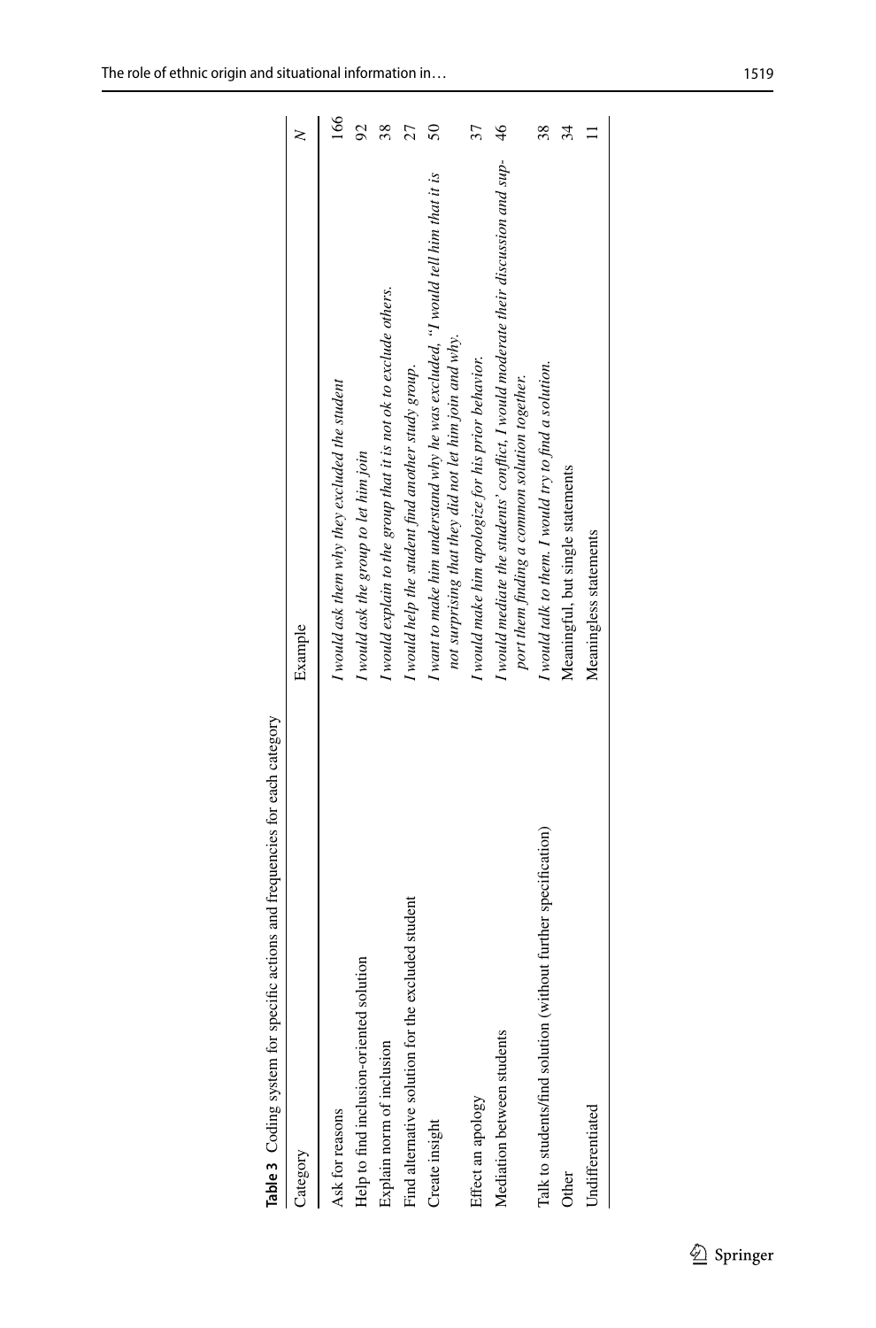**Table 3** Coding system for specific actions and frequencies for each category

| Category | Example | N |
|---|---|---|
| Ask for reasons | *I would ask them why they excluded the student* | 166 |
| Help to find inclusion-oriented solution | *I would ask the group to let him join* | 92 |
| Explain norm of inclusion | *I would explain to the group that it is not ok to exclude others.* | 38 |
| Find alternative solution for the excluded student | *I would help the student find another study group.* | 27 |
| Create insight | *I want to make him understand why he was excluded, "I would tell him that it is not surprising that they did not let him join and why.* | 50 |
| Effect an apology | *I would make him apologize for his prior behavior.* | 37 |
| Mediation between students | *I would mediate the students' conflict, I would moderate their discussion and support them finding a common solution together.* | 46 |
| Talk to students/find solution (without further specification) | *I would talk to them. I would try to find a solution.* | 38 |
| Other | Meaningful, but single statements | 34 |
| Undifferentiated | Meaningless statements | 11 |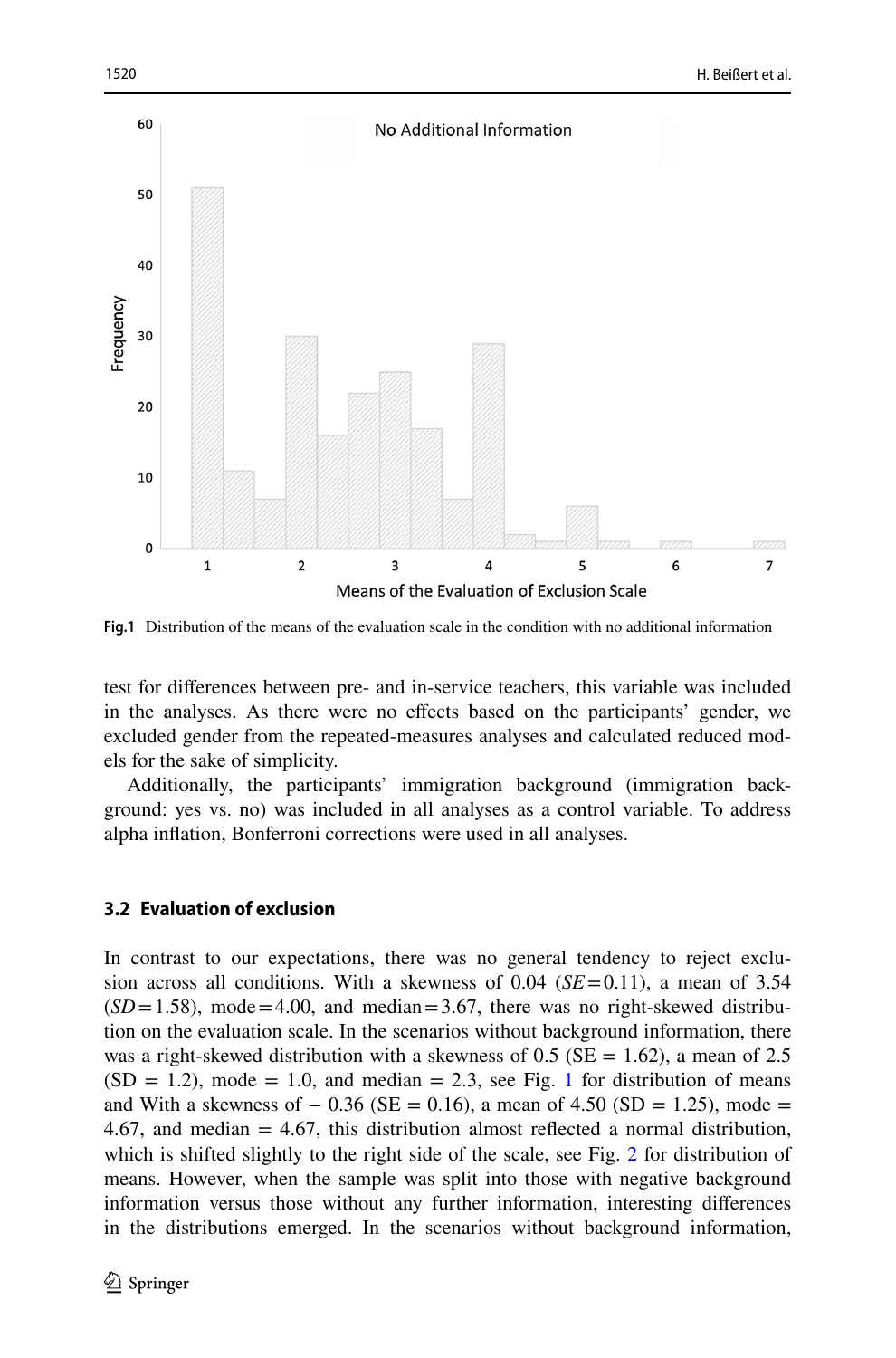Fig. 1 Distribution of the means of the evaluation scale in the condition with no additional information

test for differences between pre- and in-service teachers, this variable was included in the analyses. As there were no effects based on the participants' gender, we excluded gender from the repeated-measures analyses and calculated reduced models for the sake of simplicity.

Additionally, the participants' immigration background (immigration background: yes vs. no) was included in all analyses as a control variable. To address alpha inflation, Bonferroni corrections were used in all analyses.

### 3.2 Evaluation of exclusion

In contrast to our expectations, there was no general tendency to reject exclusion across all conditions. With a skewness of 0.04 ($SE$ = 0.11), a mean of 3.54 ($SD$ = 1.58), mode = 4.00, and median = 3.67, there was no right-skewed distribution on the evaluation scale. In the scenarios without background information, there was a right-skewed distribution with a skewness of 0.5 (SE = 1.62), a mean of 2.5 (SD = 1.2), mode = 1.0, and median = 2.3, see Fig. 1 for distribution of means and With a skewness of − 0.36 (SE = 0.16), a mean of 4.50 (SD = 1.25), mode = 4.67, and median = 4.67, this distribution almost reflected a normal distribution, which is shifted slightly to the right side of the scale, see Fig. 2 for distribution of means. However, when the sample was split into those with negative background information versus those without any further information, interesting differences in the distributions emerged. In the scenarios without background information,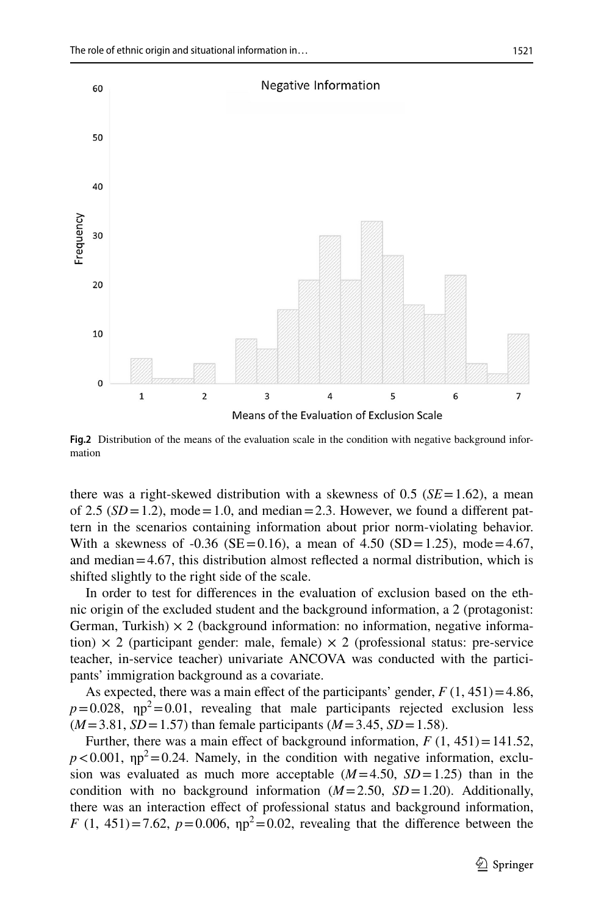**Fig.2** Distribution of the means of the evaluation scale in the condition with negative background information

there was a right-skewed distribution with a skewness of 0.5 ($SE = 1.62$), a mean of 2.5 ($SD = 1.2$), mode = 1.0, and median = 2.3. However, we found a different pattern in the scenarios containing information about prior norm-violating behavior. With a skewness of -0.36 (SE = 0.16), a mean of 4.50 (SD = 1.25), mode = 4.67, and median = 4.67, this distribution almost reflected a normal distribution, which is shifted slightly to the right side of the scale.

In order to test for differences in the evaluation of exclusion based on the ethnic origin of the excluded student and the background information, a 2 (protagonist: German, Turkish) × 2 (background information: no information, negative information) × 2 (participant gender: male, female) × 2 (professional status: pre-service teacher, in-service teacher) univariate ANCOVA was conducted with the participants' immigration background as a covariate.

As expected, there was a main effect of the participants' gender, $F$ (1, 451) = 4.86, $p = 0.028$, $\eta p^2 = 0.01$, revealing that male participants rejected exclusion less ($M = 3.81$, $SD = 1.57$) than female participants ($M = 3.45$, $SD = 1.58$).

Further, there was a main effect of background information, $F$ (1, 451) = 141.52, $p < 0.001$, $\eta p^2 = 0.24$. Namely, in the condition with negative information, exclusion was evaluated as much more acceptable ($M = 4.50$, $SD = 1.25$) than in the condition with no background information ($M = 2.50$, $SD = 1.20$). Additionally, there was an interaction effect of professional status and background information, $F$ (1, 451) = 7.62, $p = 0.006$, $\eta p^2 = 0.02$, revealing that the difference between the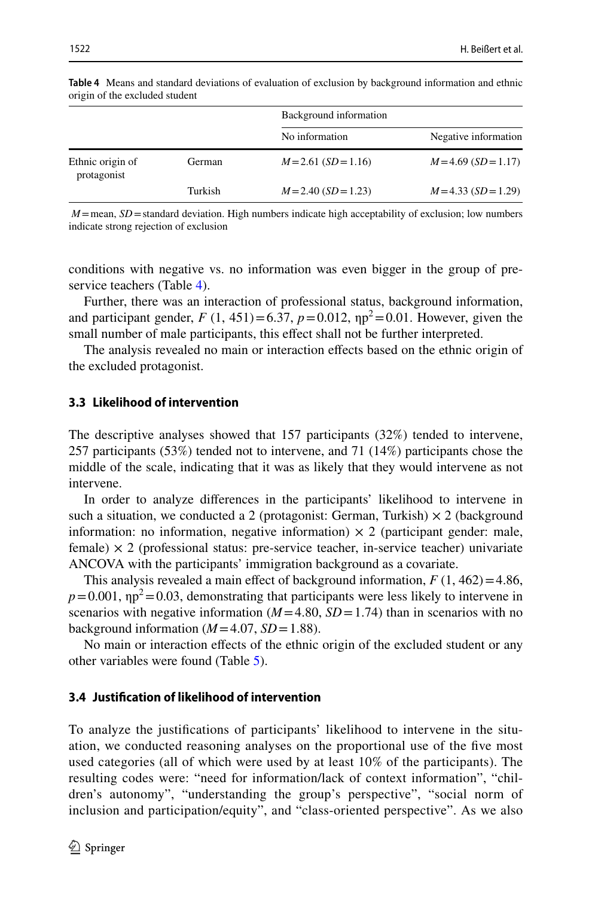**Table 4** Means and standard deviations of evaluation of exclusion by background information and ethnic origin of the excluded student

| | | Background information | |
|---|---|---|---|
| | | No information | Negative information |
| Ethnic origin of protagonist | German | $M = 2.61$ ($SD = 1.16$) | $M = 4.69$ ($SD = 1.17$) |
| | Turkish | $M = 2.40$ ($SD = 1.23$) | $M = 4.33$ ($SD = 1.29$) |

$M$ = mean, $SD$ = standard deviation. High numbers indicate high acceptability of exclusion; low numbers indicate strong rejection of exclusion

conditions with negative vs. no information was even bigger in the group of pre-service teachers (Table 4).

Further, there was an interaction of professional status, background information, and participant gender, $F$ (1, 451) = 6.37, $p = 0.012$, $\eta p^2 = 0.01$. However, given the small number of male participants, this effect shall not be further interpreted.

The analysis revealed no main or interaction effects based on the ethnic origin of the excluded protagonist.

### 3.3 Likelihood of intervention

The descriptive analyses showed that 157 participants (32%) tended to intervene, 257 participants (53%) tended not to intervene, and 71 (14%) participants chose the middle of the scale, indicating that it was as likely that they would intervene as not intervene.

In order to analyze differences in the participants' likelihood to intervene in such a situation, we conducted a 2 (protagonist: German, Turkish) × 2 (background information: no information, negative information) × 2 (participant gender: male, female) × 2 (professional status: pre-service teacher, in-service teacher) univariate ANCOVA with the participants' immigration background as a covariate.

This analysis revealed a main effect of background information, $F$ (1, 462) = 4.86, $p = 0.001$, $\eta p^2 = 0.03$, demonstrating that participants were less likely to intervene in scenarios with negative information ($M = 4.80$, $SD = 1.74$) than in scenarios with no background information ($M = 4.07$, $SD = 1.88$).

No main or interaction effects of the ethnic origin of the excluded student or any other variables were found (Table 5).

### 3.4 Justification of likelihood of intervention

To analyze the justifications of participants' likelihood to intervene in the situation, we conducted reasoning analyses on the proportional use of the five most used categories (all of which were used by at least 10% of the participants). The resulting codes were: "need for information/lack of context information", "children's autonomy", "understanding the group's perspective", "social norm of inclusion and participation/equity", and "class-oriented perspective". As we also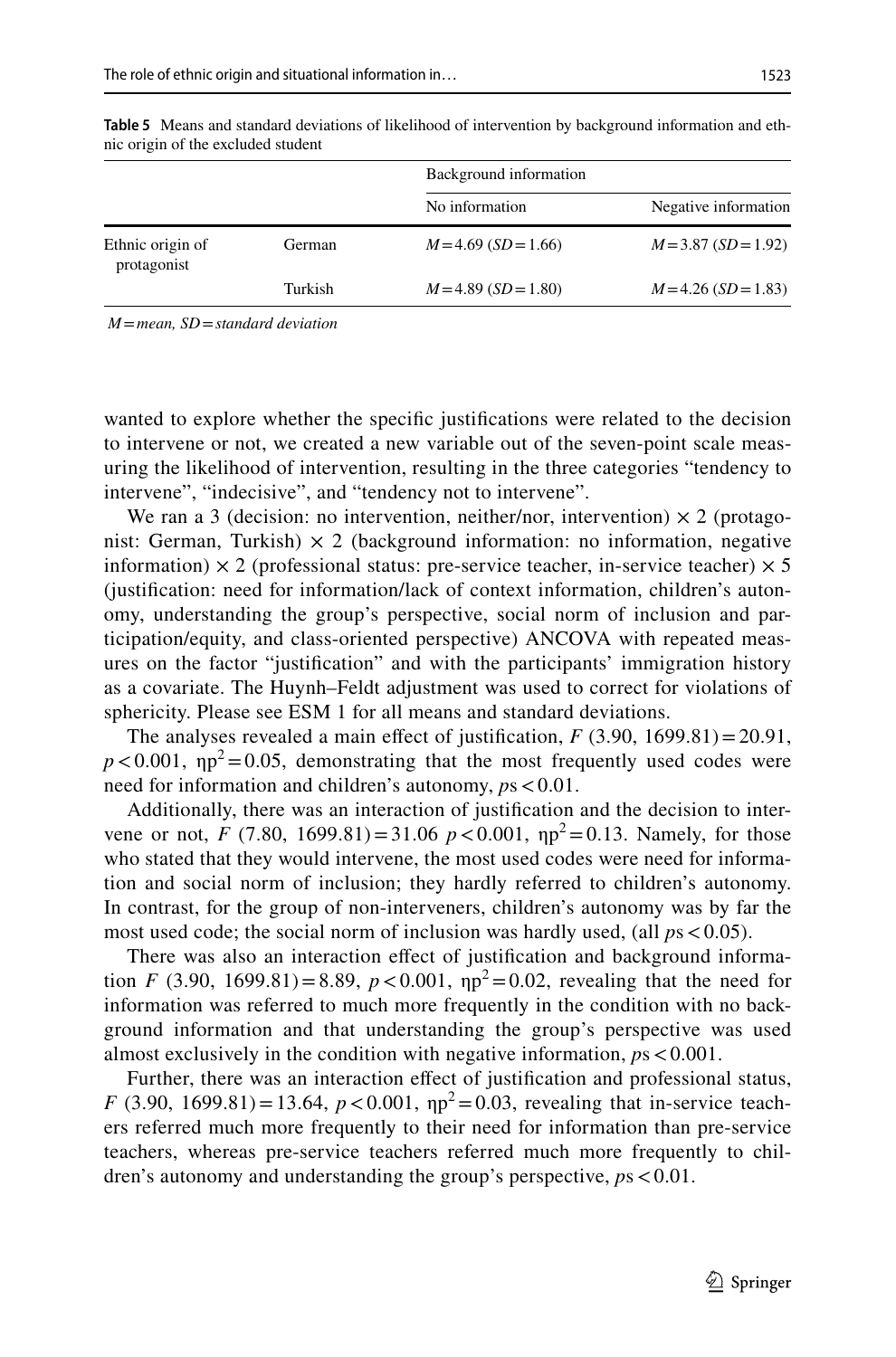**Table 5** Means and standard deviations of likelihood of intervention by background information and ethnic origin of the excluded student

| | | Background information | |
|---|---|---|---|
| | | No information | Negative information |
| Ethnic origin of protagonist | German | $M = 4.69$ ($SD = 1.66$) | $M = 3.87$ ($SD = 1.92$) |
| | Turkish | $M = 4.89$ ($SD = 1.80$) | $M = 4.26$ ($SD = 1.83$) |

*M = mean, SD = standard deviation*

wanted to explore whether the specific justifications were related to the decision to intervene or not, we created a new variable out of the seven-point scale measuring the likelihood of intervention, resulting in the three categories "tendency to intervene", "indecisive", and "tendency not to intervene".

We ran a 3 (decision: no intervention, neither/nor, intervention) × 2 (protagonist: German, Turkish) × 2 (background information: no information, negative information) × 2 (professional status: pre-service teacher, in-service teacher) × 5 (justification: need for information/lack of context information, children's autonomy, understanding the group's perspective, social norm of inclusion and participation/equity, and class-oriented perspective) ANCOVA with repeated measures on the factor "justification" and with the participants' immigration history as a covariate. The Huynh–Feldt adjustment was used to correct for violations of sphericity. Please see ESM 1 for all means and standard deviations.

The analyses revealed a main effect of justification, $F$ (3.90, 1699.81) = 20.91, $p < 0.001$, $\eta p^2 = 0.05$, demonstrating that the most frequently used codes were need for information and children's autonomy, $ps < 0.01$.

Additionally, there was an interaction of justification and the decision to intervene or not, $F$ (7.80, 1699.81) = 31.06 $p < 0.001$, $\eta p^2 = 0.13$. Namely, for those who stated that they would intervene, the most used codes were need for information and social norm of inclusion; they hardly referred to children's autonomy. In contrast, for the group of non-interveners, children's autonomy was by far the most used code; the social norm of inclusion was hardly used, (all $ps < 0.05$).

There was also an interaction effect of justification and background information $F$ (3.90, 1699.81) = 8.89, $p < 0.001$, $\eta p^2 = 0.02$, revealing that the need for information was referred to much more frequently in the condition with no background information and that understanding the group's perspective was used almost exclusively in the condition with negative information, $ps < 0.001$.

Further, there was an interaction effect of justification and professional status, $F$ (3.90, 1699.81) = 13.64, $p < 0.001$, $\eta p^2 = 0.03$, revealing that in-service teachers referred much more frequently to their need for information than pre-service teachers, whereas pre-service teachers referred much more frequently to children's autonomy and understanding the group's perspective, $ps < 0.01$.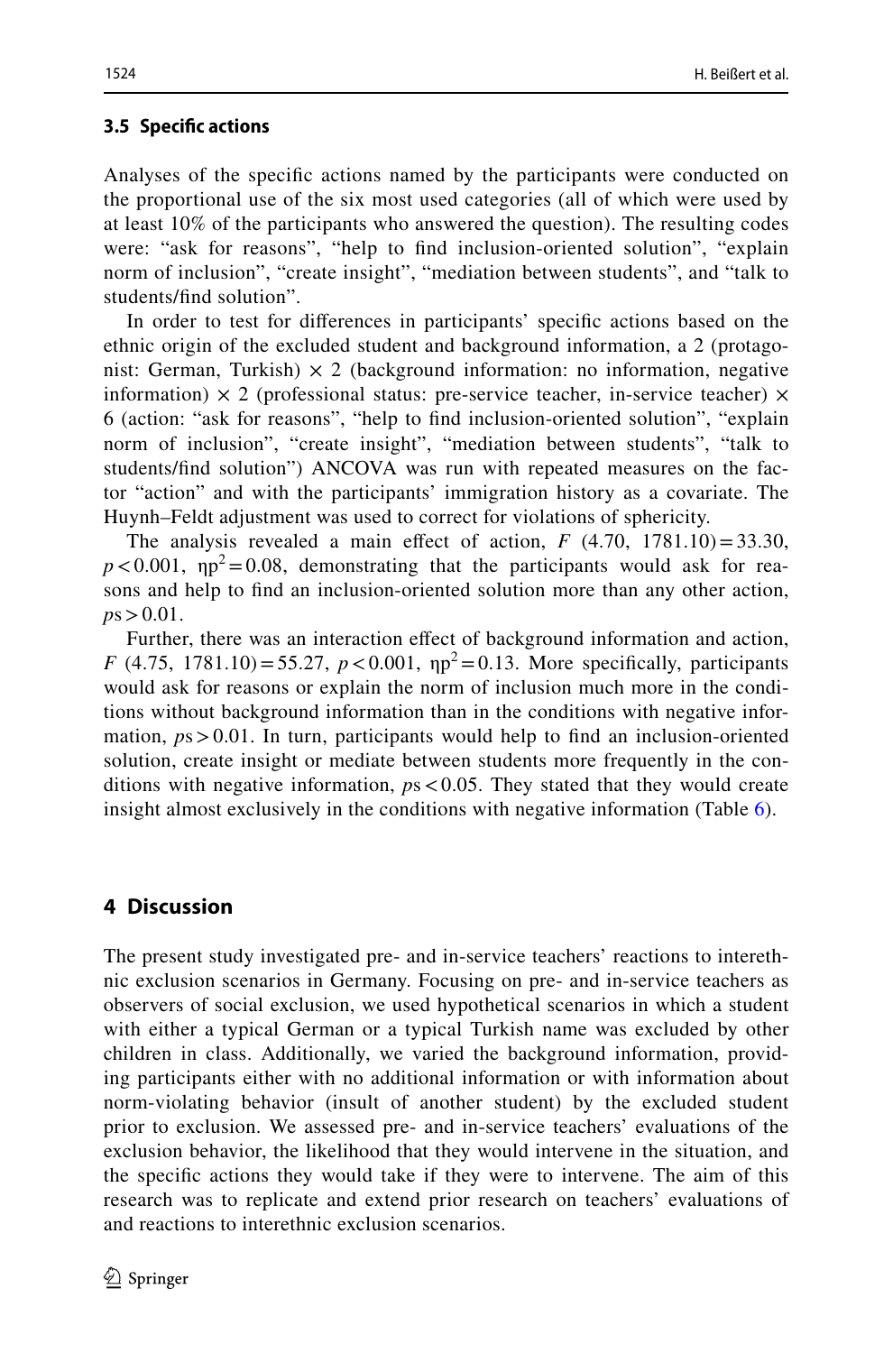### 3.5 Specific actions

Analyses of the specific actions named by the participants were conducted on the proportional use of the six most used categories (all of which were used by at least 10% of the participants who answered the question). The resulting codes were: "ask for reasons", "help to find inclusion-oriented solution", "explain norm of inclusion", "create insight", "mediation between students", and "talk to students/find solution".

In order to test for differences in participants' specific actions based on the ethnic origin of the excluded student and background information, a 2 (protagonist: German, Turkish) × 2 (background information: no information, negative information) × 2 (professional status: pre-service teacher, in-service teacher) × 6 (action: "ask for reasons", "help to find inclusion-oriented solution", "explain norm of inclusion", "create insight", "mediation between students", "talk to students/find solution") ANCOVA was run with repeated measures on the factor "action" and with the participants' immigration history as a covariate. The Huynh–Feldt adjustment was used to correct for violations of sphericity.

The analysis revealed a main effect of action, $F$ (4.70, 1781.10) = 33.30, $p < 0.001$, $\eta p^2 = 0.08$, demonstrating that the participants would ask for reasons and help to find an inclusion-oriented solution more than any other action, $p\text{s} > 0.01$.

Further, there was an interaction effect of background information and action, $F$ (4.75, 1781.10) = 55.27, $p < 0.001$, $\eta p^2 = 0.13$. More specifically, participants would ask for reasons or explain the norm of inclusion much more in the conditions without background information than in the conditions with negative information, $p\text{s} > 0.01$. In turn, participants would help to find an inclusion-oriented solution, create insight or mediate between students more frequently in the conditions with negative information, $p\text{s} < 0.05$. They stated that they would create insight almost exclusively in the conditions with negative information (Table 6).

## 4 Discussion

The present study investigated pre- and in-service teachers' reactions to interethnic exclusion scenarios in Germany. Focusing on pre- and in-service teachers as observers of social exclusion, we used hypothetical scenarios in which a student with either a typical German or a typical Turkish name was excluded by other children in class. Additionally, we varied the background information, providing participants either with no additional information or with information about norm-violating behavior (insult of another student) by the excluded student prior to exclusion. We assessed pre- and in-service teachers' evaluations of the exclusion behavior, the likelihood that they would intervene in the situation, and the specific actions they would take if they were to intervene. The aim of this research was to replicate and extend prior research on teachers' evaluations of and reactions to interethnic exclusion scenarios.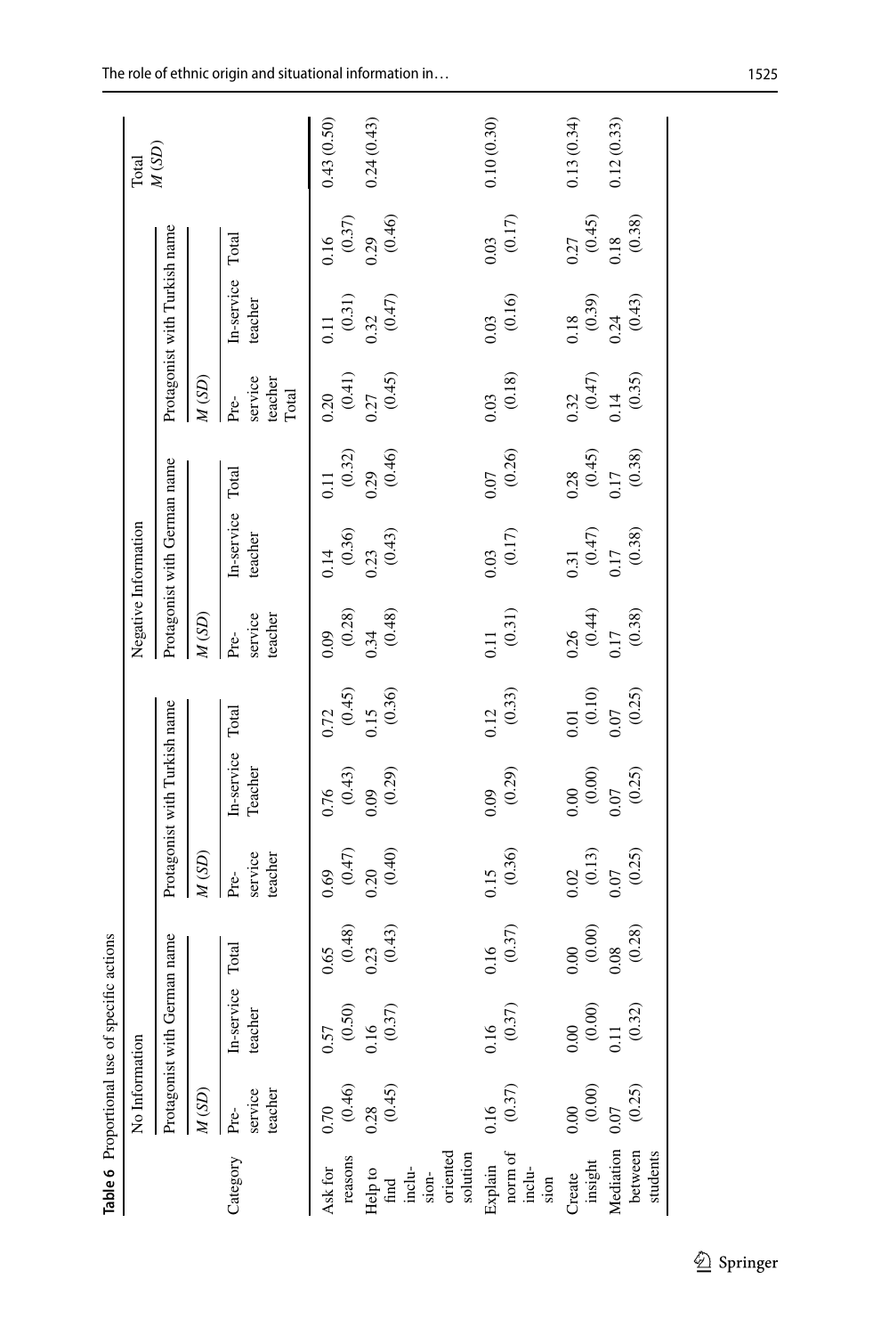**Table 6** Proportional use of specific actions

| Category | No Information | | | | | | Negative Information | | | | | | Total |
|---|---|---|---|---|---|---|---|---|---|---|---|---|---|
| | Protagonist with German name | | | Protagonist with Turkish name | | | Protagonist with German name | | | Protagonist with Turkish name | | | |
| | *M (SD)* | | | *M (SD)* | | | *M (SD)* | | | *M (SD)* | | | *M (SD)* |
| | Pre-service teacher | In-service teacher | Total | Pre-service teacher | In-service Teacher | Total | Pre-service teacher | In-service teacher | Total | Pre-service teacher Total | In-service teacher | Total | |
| Ask for reasons | 0.70 (0.46) | 0.57 (0.50) | 0.65 (0.48) | 0.69 (0.47) | 0.76 (0.43) | 0.72 (0.45) | 0.09 (0.28) | 0.14 (0.36) | 0.11 (0.32) | 0.20 (0.41) | 0.11 (0.31) | 0.16 (0.37) | 0.43 (0.50) |
| Help to find inclusion-oriented solution | 0.28 (0.45) | 0.16 (0.37) | 0.23 (0.43) | 0.20 (0.40) | 0.09 (0.29) | 0.15 (0.36) | 0.34 (0.48) | 0.23 (0.43) | 0.29 (0.46) | 0.27 (0.45) | 0.32 (0.47) | 0.29 (0.46) | 0.24 (0.43) |
| Explain norm of inclusion | 0.16 (0.37) | 0.16 (0.37) | 0.16 (0.37) | 0.15 (0.36) | 0.09 (0.29) | 0.12 (0.33) | 0.11 (0.31) | 0.03 (0.17) | 0.07 (0.26) | 0.03 (0.18) | 0.03 (0.16) | 0.03 (0.17) | 0.10 (0.30) |
| Create insight | 0.00 (0.00) | 0.00 (0.00) | 0.00 (0.00) | 0.02 (0.13) | 0.00 (0.00) | 0.01 (0.10) | 0.26 (0.44) | 0.31 (0.47) | 0.28 (0.45) | 0.32 (0.47) | 0.18 (0.39) | 0.27 (0.45) | 0.13 (0.34) |
| Mediation between students | 0.07 (0.25) | 0.11 (0.32) | 0.08 (0.28) | 0.07 (0.25) | 0.07 (0.25) | 0.07 (0.25) | 0.17 (0.38) | 0.17 (0.38) | 0.17 (0.38) | 0.14 (0.35) | 0.24 (0.43) | 0.18 (0.38) | 0.12 (0.33) |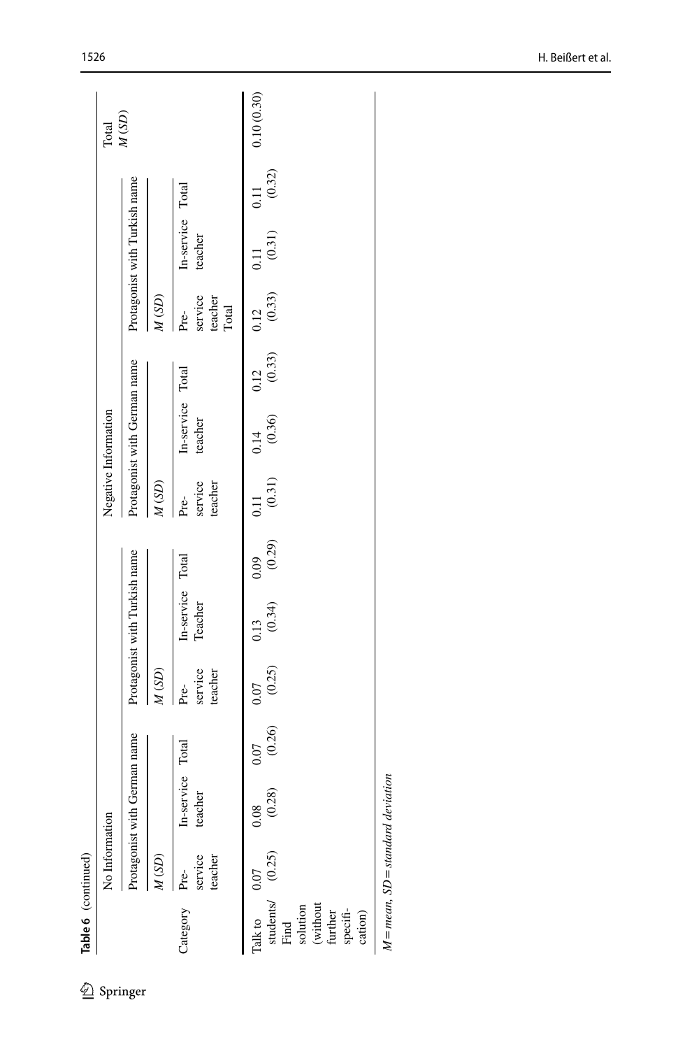**Table 6** (continued)

| | No Information | | | | | | Negative Information | | | | | | Total |
|---|---|---|---|---|---|---|---|---|---|---|---|---|---|
| | Protagonist with German name | | | Protagonist with Turkish name | | | Protagonist with German name | | | Protagonist with Turkish name | | | *M* (*SD*) |
| | *M* (*SD*) | | | *M* (*SD*) | | | *M* (*SD*) | | | *M* (*SD*) | | | |
| Category | Pre-service teacher | In-service teacher | Total | Pre-service teacher | In-service Teacher | Total | Pre-service teacher | In-service teacher | Total | Pre-service teacher Total | In-service teacher | Total | |
| Talk to students/ Find solution (without further specification) | 0.07 (0.25) | 0.08 (0.28) | 0.07 (0.26) | 0.07 (0.25) | 0.13 (0.34) | 0.09 (0.29) | 0.11 (0.31) | 0.14 (0.36) | 0.12 (0.33) | 0.12 (0.33) | 0.11 (0.31) | 0.11 (0.32) | 0.10 (0.30) |

*M* = *mean*, *SD* = *standard deviation*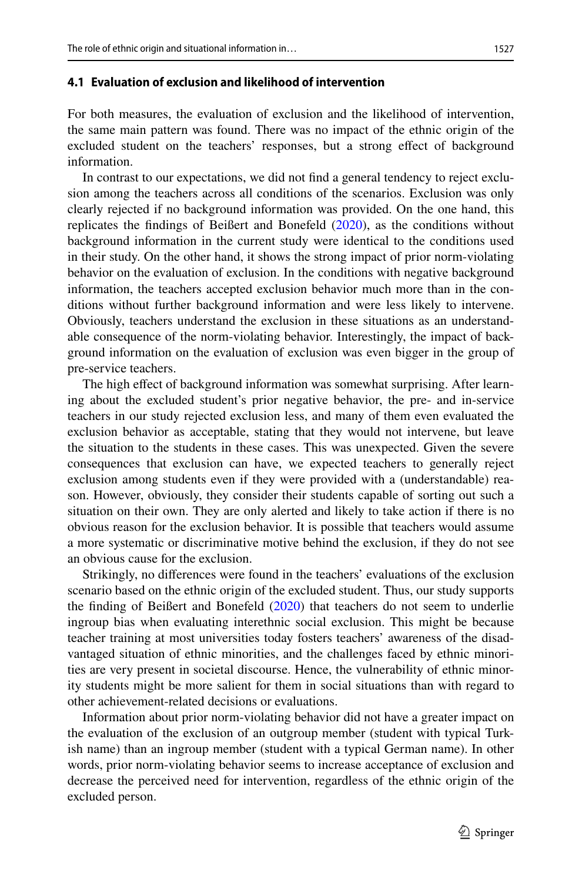### 4.1 Evaluation of exclusion and likelihood of intervention

For both measures, the evaluation of exclusion and the likelihood of intervention, the same main pattern was found. There was no impact of the ethnic origin of the excluded student on the teachers' responses, but a strong effect of background information.

In contrast to our expectations, we did not find a general tendency to reject exclusion among the teachers across all conditions of the scenarios. Exclusion was only clearly rejected if no background information was provided. On the one hand, this replicates the findings of Beißert and Bonefeld (2020), as the conditions without background information in the current study were identical to the conditions used in their study. On the other hand, it shows the strong impact of prior norm-violating behavior on the evaluation of exclusion. In the conditions with negative background information, the teachers accepted exclusion behavior much more than in the conditions without further background information and were less likely to intervene. Obviously, teachers understand the exclusion in these situations as an understandable consequence of the norm-violating behavior. Interestingly, the impact of background information on the evaluation of exclusion was even bigger in the group of pre-service teachers.

The high effect of background information was somewhat surprising. After learning about the excluded student's prior negative behavior, the pre- and in-service teachers in our study rejected exclusion less, and many of them even evaluated the exclusion behavior as acceptable, stating that they would not intervene, but leave the situation to the students in these cases. This was unexpected. Given the severe consequences that exclusion can have, we expected teachers to generally reject exclusion among students even if they were provided with a (understandable) reason. However, obviously, they consider their students capable of sorting out such a situation on their own. They are only alerted and likely to take action if there is no obvious reason for the exclusion behavior. It is possible that teachers would assume a more systematic or discriminative motive behind the exclusion, if they do not see an obvious cause for the exclusion.

Strikingly, no differences were found in the teachers' evaluations of the exclusion scenario based on the ethnic origin of the excluded student. Thus, our study supports the finding of Beißert and Bonefeld (2020) that teachers do not seem to underlie ingroup bias when evaluating interethnic social exclusion. This might be because teacher training at most universities today fosters teachers' awareness of the disadvantaged situation of ethnic minorities, and the challenges faced by ethnic minorities are very present in societal discourse. Hence, the vulnerability of ethnic minority students might be more salient for them in social situations than with regard to other achievement-related decisions or evaluations.

Information about prior norm-violating behavior did not have a greater impact on the evaluation of the exclusion of an outgroup member (student with typical Turkish name) than an ingroup member (student with a typical German name). In other words, prior norm-violating behavior seems to increase acceptance of exclusion and decrease the perceived need for intervention, regardless of the ethnic origin of the excluded person.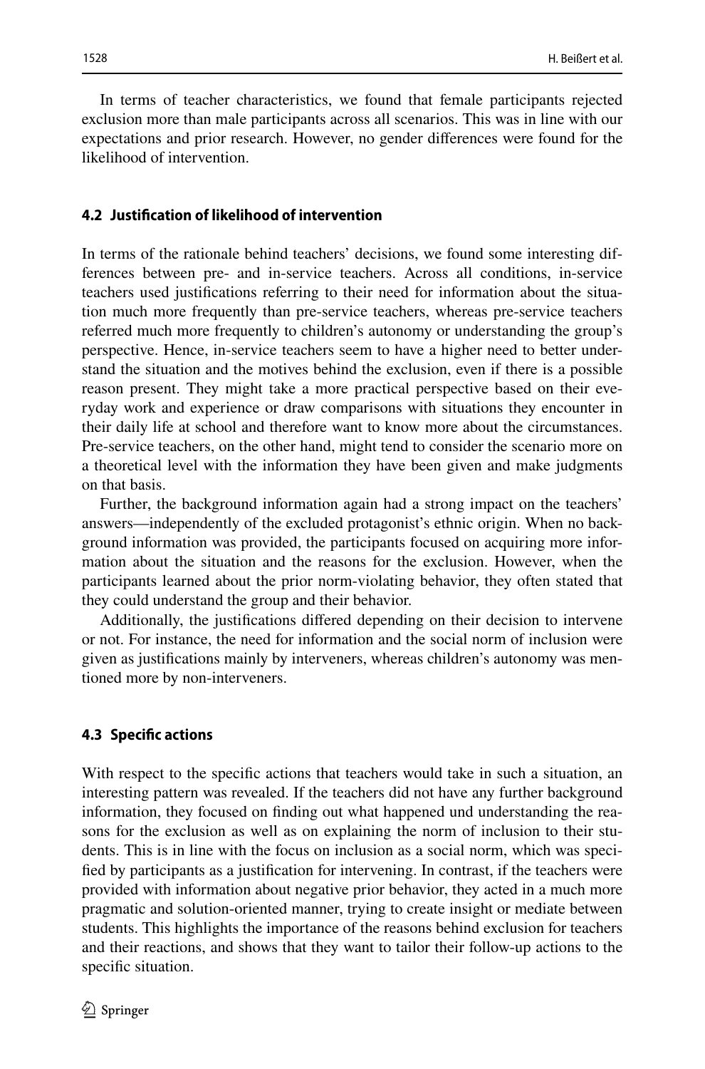In terms of teacher characteristics, we found that female participants rejected exclusion more than male participants across all scenarios. This was in line with our expectations and prior research. However, no gender differences were found for the likelihood of intervention.

### 4.2 Justification of likelihood of intervention

In terms of the rationale behind teachers' decisions, we found some interesting differences between pre- and in-service teachers. Across all conditions, in-service teachers used justifications referring to their need for information about the situation much more frequently than pre-service teachers, whereas pre-service teachers referred much more frequently to children's autonomy or understanding the group's perspective. Hence, in-service teachers seem to have a higher need to better understand the situation and the motives behind the exclusion, even if there is a possible reason present. They might take a more practical perspective based on their everyday work and experience or draw comparisons with situations they encounter in their daily life at school and therefore want to know more about the circumstances. Pre-service teachers, on the other hand, might tend to consider the scenario more on a theoretical level with the information they have been given and make judgments on that basis.

Further, the background information again had a strong impact on the teachers' answers—independently of the excluded protagonist's ethnic origin. When no background information was provided, the participants focused on acquiring more information about the situation and the reasons for the exclusion. However, when the participants learned about the prior norm-violating behavior, they often stated that they could understand the group and their behavior.

Additionally, the justifications differed depending on their decision to intervene or not. For instance, the need for information and the social norm of inclusion were given as justifications mainly by interveners, whereas children's autonomy was mentioned more by non-interveners.

### 4.3 Specific actions

With respect to the specific actions that teachers would take in such a situation, an interesting pattern was revealed. If the teachers did not have any further background information, they focused on finding out what happened und understanding the reasons for the exclusion as well as on explaining the norm of inclusion to their students. This is in line with the focus on inclusion as a social norm, which was specified by participants as a justification for intervening. In contrast, if the teachers were provided with information about negative prior behavior, they acted in a much more pragmatic and solution-oriented manner, trying to create insight or mediate between students. This highlights the importance of the reasons behind exclusion for teachers and their reactions, and shows that they want to tailor their follow-up actions to the specific situation.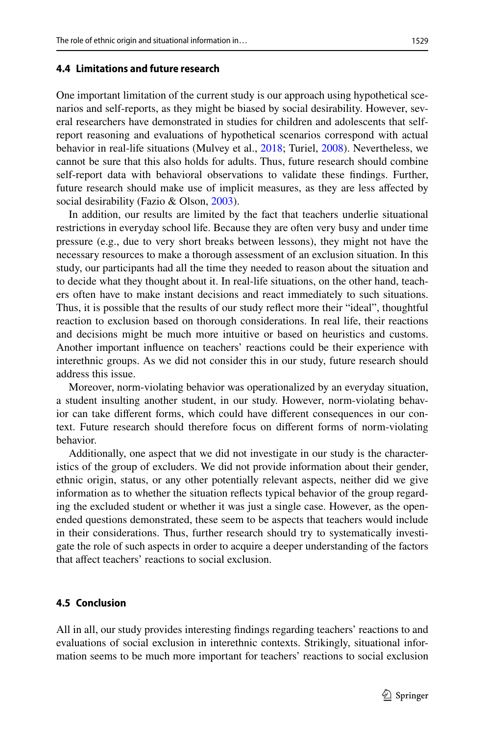### 4.4 Limitations and future research

One important limitation of the current study is our approach using hypothetical scenarios and self-reports, as they might be biased by social desirability. However, several researchers have demonstrated in studies for children and adolescents that self-report reasoning and evaluations of hypothetical scenarios correspond with actual behavior in real-life situations (Mulvey et al., 2018; Turiel, 2008). Nevertheless, we cannot be sure that this also holds for adults. Thus, future research should combine self-report data with behavioral observations to validate these findings. Further, future research should make use of implicit measures, as they are less affected by social desirability (Fazio & Olson, 2003).

In addition, our results are limited by the fact that teachers underlie situational restrictions in everyday school life. Because they are often very busy and under time pressure (e.g., due to very short breaks between lessons), they might not have the necessary resources to make a thorough assessment of an exclusion situation. In this study, our participants had all the time they needed to reason about the situation and to decide what they thought about it. In real-life situations, on the other hand, teachers often have to make instant decisions and react immediately to such situations. Thus, it is possible that the results of our study reflect more their "ideal", thoughtful reaction to exclusion based on thorough considerations. In real life, their reactions and decisions might be much more intuitive or based on heuristics and customs. Another important influence on teachers' reactions could be their experience with interethnic groups. As we did not consider this in our study, future research should address this issue.

Moreover, norm-violating behavior was operationalized by an everyday situation, a student insulting another student, in our study. However, norm-violating behavior can take different forms, which could have different consequences in our context. Future research should therefore focus on different forms of norm-violating behavior.

Additionally, one aspect that we did not investigate in our study is the characteristics of the group of excluders. We did not provide information about their gender, ethnic origin, status, or any other potentially relevant aspects, neither did we give information as to whether the situation reflects typical behavior of the group regarding the excluded student or whether it was just a single case. However, as the open-ended questions demonstrated, these seem to be aspects that teachers would include in their considerations. Thus, further research should try to systematically investigate the role of such aspects in order to acquire a deeper understanding of the factors that affect teachers' reactions to social exclusion.

### 4.5 Conclusion

All in all, our study provides interesting findings regarding teachers' reactions to and evaluations of social exclusion in interethnic contexts. Strikingly, situational information seems to be much more important for teachers' reactions to social exclusion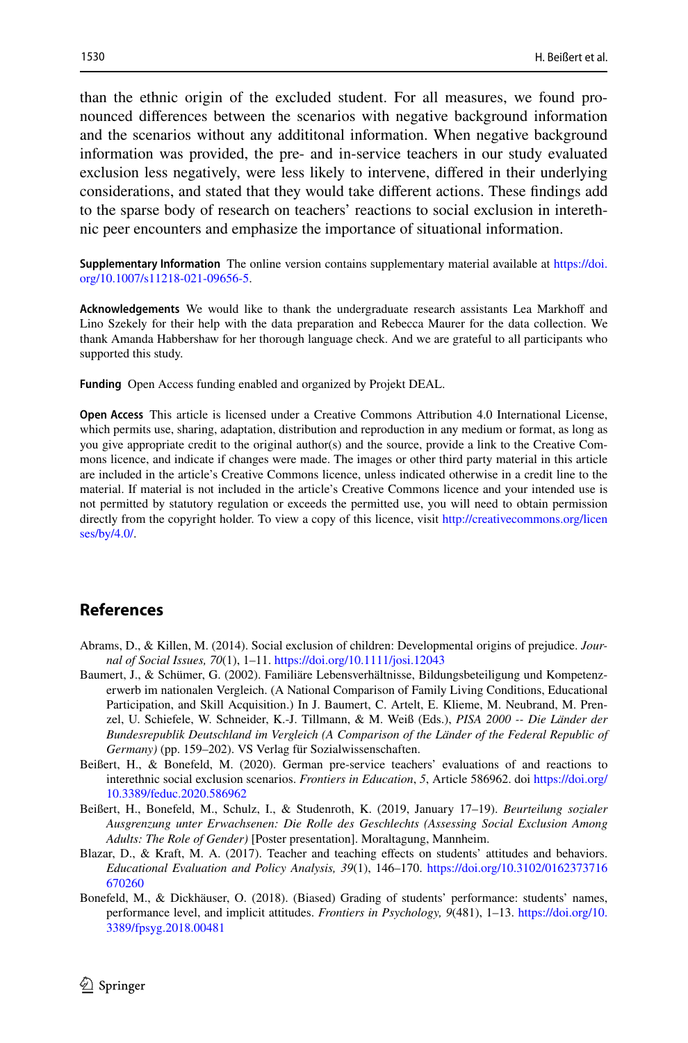than the ethnic origin of the excluded student. For all measures, we found pronounced differences between the scenarios with negative background information and the scenarios without any addititonal information. When negative background information was provided, the pre- and in-service teachers in our study evaluated exclusion less negatively, were less likely to intervene, differed in their underlying considerations, and stated that they would take different actions. These findings add to the sparse body of research on teachers' reactions to social exclusion in interethnic peer encounters and emphasize the importance of situational information.

**Supplementary Information** The online version contains supplementary material available at https://doi.org/10.1007/s11218-021-09656-5.

**Acknowledgements** We would like to thank the undergraduate research assistants Lea Markhoff and Lino Szekely for their help with the data preparation and Rebecca Maurer for the data collection. We thank Amanda Habbershaw for her thorough language check. And we are grateful to all participants who supported this study.

**Funding** Open Access funding enabled and organized by Projekt DEAL.

**Open Access** This article is licensed under a Creative Commons Attribution 4.0 International License, which permits use, sharing, adaptation, distribution and reproduction in any medium or format, as long as you give appropriate credit to the original author(s) and the source, provide a link to the Creative Commons licence, and indicate if changes were made. The images or other third party material in this article are included in the article's Creative Commons licence, unless indicated otherwise in a credit line to the material. If material is not included in the article's Creative Commons licence and your intended use is not permitted by statutory regulation or exceeds the permitted use, you will need to obtain permission directly from the copyright holder. To view a copy of this licence, visit http://creativecommons.org/licenses/by/4.0/.

## References

Abrams, D., & Killen, M. (2014). Social exclusion of children: Developmental origins of prejudice. *Journal of Social Issues, 70*(1), 1–11. https://doi.org/10.1111/josi.12043

Baumert, J., & Schümer, G. (2002). Familiäre Lebensverhältnisse, Bildungsbeteiligung und Kompetenzerwerb im nationalen Vergleich. (A National Comparison of Family Living Conditions, Educational Participation, and Skill Acquisition.) In J. Baumert, C. Artelt, E. Klieme, M. Neubrand, M. Prenzel, U. Schiefele, W. Schneider, K.-J. Tillmann, & M. Weiß (Eds.), *PISA 2000 -- Die Länder der Bundesrepublik Deutschland im Vergleich (A Comparison of the Länder of the Federal Republic of Germany)* (pp. 159–202). VS Verlag für Sozialwissenschaften.

Beißert, H., & Bonefeld, M. (2020). German pre-service teachers' evaluations of and reactions to interethnic social exclusion scenarios. *Frontiers in Education*, *5*, Article 586962. doi https://doi.org/10.3389/feduc.2020.586962

Beißert, H., Bonefeld, M., Schulz, I., & Studenroth, K. (2019, January 17–19). *Beurteilung sozialer Ausgrenzung unter Erwachsenen: Die Rolle des Geschlechts (Assessing Social Exclusion Among Adults: The Role of Gender)* [Poster presentation]. Moraltagung, Mannheim.

Blazar, D., & Kraft, M. A. (2017). Teacher and teaching effects on students' attitudes and behaviors. *Educational Evaluation and Policy Analysis, 39*(1), 146–170. https://doi.org/10.3102/0162373716670260

Bonefeld, M., & Dickhäuser, O. (2018). (Biased) Grading of students' performance: students' names, performance level, and implicit attitudes. *Frontiers in Psychology, 9*(481), 1–13. https://doi.org/10.3389/fpsyg.2018.00481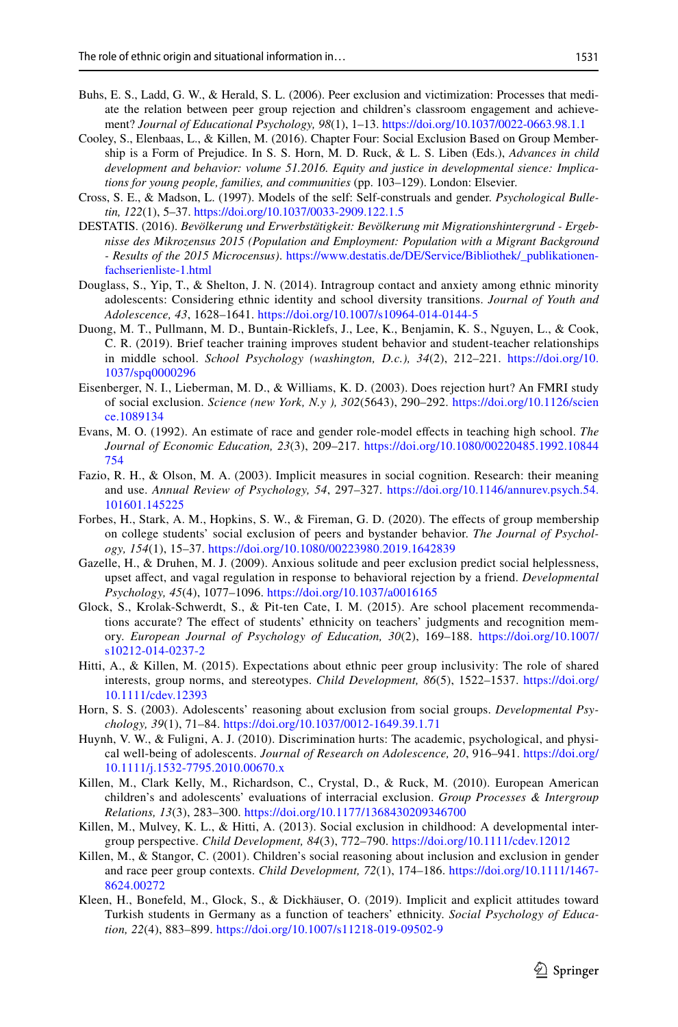Buhs, E. S., Ladd, G. W., & Herald, S. L. (2006). Peer exclusion and victimization: Processes that mediate the relation between peer group rejection and children's classroom engagement and achievement? *Journal of Educational Psychology, 98*(1), 1–13. https://doi.org/10.1037/0022-0663.98.1.1

Cooley, S., Elenbaas, L., & Killen, M. (2016). Chapter Four: Social Exclusion Based on Group Membership is a Form of Prejudice. In S. S. Horn, M. D. Ruck, & L. S. Liben (Eds.), *Advances in child development and behavior: volume 51.2016. Equity and justice in developmental sience: Implications for young people, families, and communities* (pp. 103–129). London: Elsevier.

Cross, S. E., & Madson, L. (1997). Models of the self: Self-construals and gender. *Psychological Bulletin, 122*(1), 5–37. https://doi.org/10.1037/0033-2909.122.1.5

DESTATIS. (2016). *Bevölkerung und Erwerbstätigkeit: Bevölkerung mit Migrationshintergrund - Ergebnisse des Mikrozensus 2015 (Population and Employment: Population with a Migrant Background - Results of the 2015 Microcensus)*. https://www.destatis.de/DE/Service/Bibliothek/_publikationen-fachserienliste-1.html

Douglass, S., Yip, T., & Shelton, J. N. (2014). Intragroup contact and anxiety among ethnic minority adolescents: Considering ethnic identity and school diversity transitions. *Journal of Youth and Adolescence, 43*, 1628–1641. https://doi.org/10.1007/s10964-014-0144-5

Duong, M. T., Pullmann, M. D., Buntain-Ricklefs, J., Lee, K., Benjamin, K. S., Nguyen, L., & Cook, C. R. (2019). Brief teacher training improves student behavior and student-teacher relationships in middle school. *School Psychology (washington, D.c.), 34*(2), 212–221. https://doi.org/10.1037/spq0000296

Eisenberger, N. I., Lieberman, M. D., & Williams, K. D. (2003). Does rejection hurt? An FMRI study of social exclusion. *Science (new York, N.y ), 302*(5643), 290–292. https://doi.org/10.1126/science.1089134

Evans, M. O. (1992). An estimate of race and gender role-model effects in teaching high school. *The Journal of Economic Education, 23*(3), 209–217. https://doi.org/10.1080/00220485.1992.10844754

Fazio, R. H., & Olson, M. A. (2003). Implicit measures in social cognition. Research: their meaning and use. *Annual Review of Psychology, 54*, 297–327. https://doi.org/10.1146/annurev.psych.54.101601.145225

Forbes, H., Stark, A. M., Hopkins, S. W., & Fireman, G. D. (2020). The effects of group membership on college students' social exclusion of peers and bystander behavior. *The Journal of Psychology, 154*(1), 15–37. https://doi.org/10.1080/00223980.2019.1642839

Gazelle, H., & Druhen, M. J. (2009). Anxious solitude and peer exclusion predict social helplessness, upset affect, and vagal regulation in response to behavioral rejection by a friend. *Developmental Psychology, 45*(4), 1077–1096. https://doi.org/10.1037/a0016165

Glock, S., Krolak-Schwerdt, S., & Pit-ten Cate, I. M. (2015). Are school placement recommendations accurate? The effect of students' ethnicity on teachers' judgments and recognition memory. *European Journal of Psychology of Education, 30*(2), 169–188. https://doi.org/10.1007/s10212-014-0237-2

Hitti, A., & Killen, M. (2015). Expectations about ethnic peer group inclusivity: The role of shared interests, group norms, and stereotypes. *Child Development, 86*(5), 1522–1537. https://doi.org/10.1111/cdev.12393

Horn, S. S. (2003). Adolescents' reasoning about exclusion from social groups. *Developmental Psychology, 39*(1), 71–84. https://doi.org/10.1037/0012-1649.39.1.71

Huynh, V. W., & Fuligni, A. J. (2010). Discrimination hurts: The academic, psychological, and physical well-being of adolescents. *Journal of Research on Adolescence, 20*, 916–941. https://doi.org/10.1111/j.1532-7795.2010.00670.x

Killen, M., Clark Kelly, M., Richardson, C., Crystal, D., & Ruck, M. (2010). European American children's and adolescents' evaluations of interracial exclusion. *Group Processes & Intergroup Relations, 13*(3), 283–300. https://doi.org/10.1177/1368430209346700

Killen, M., Mulvey, K. L., & Hitti, A. (2013). Social exclusion in childhood: A developmental intergroup perspective. *Child Development, 84*(3), 772–790. https://doi.org/10.1111/cdev.12012

Killen, M., & Stangor, C. (2001). Children's social reasoning about inclusion and exclusion in gender and race peer group contexts. *Child Development, 72*(1), 174–186. https://doi.org/10.1111/1467-8624.00272

Kleen, H., Bonefeld, M., Glock, S., & Dickhäuser, O. (2019). Implicit and explicit attitudes toward Turkish students in Germany as a function of teachers' ethnicity. *Social Psychology of Education, 22*(4), 883–899. https://doi.org/10.1007/s11218-019-09502-9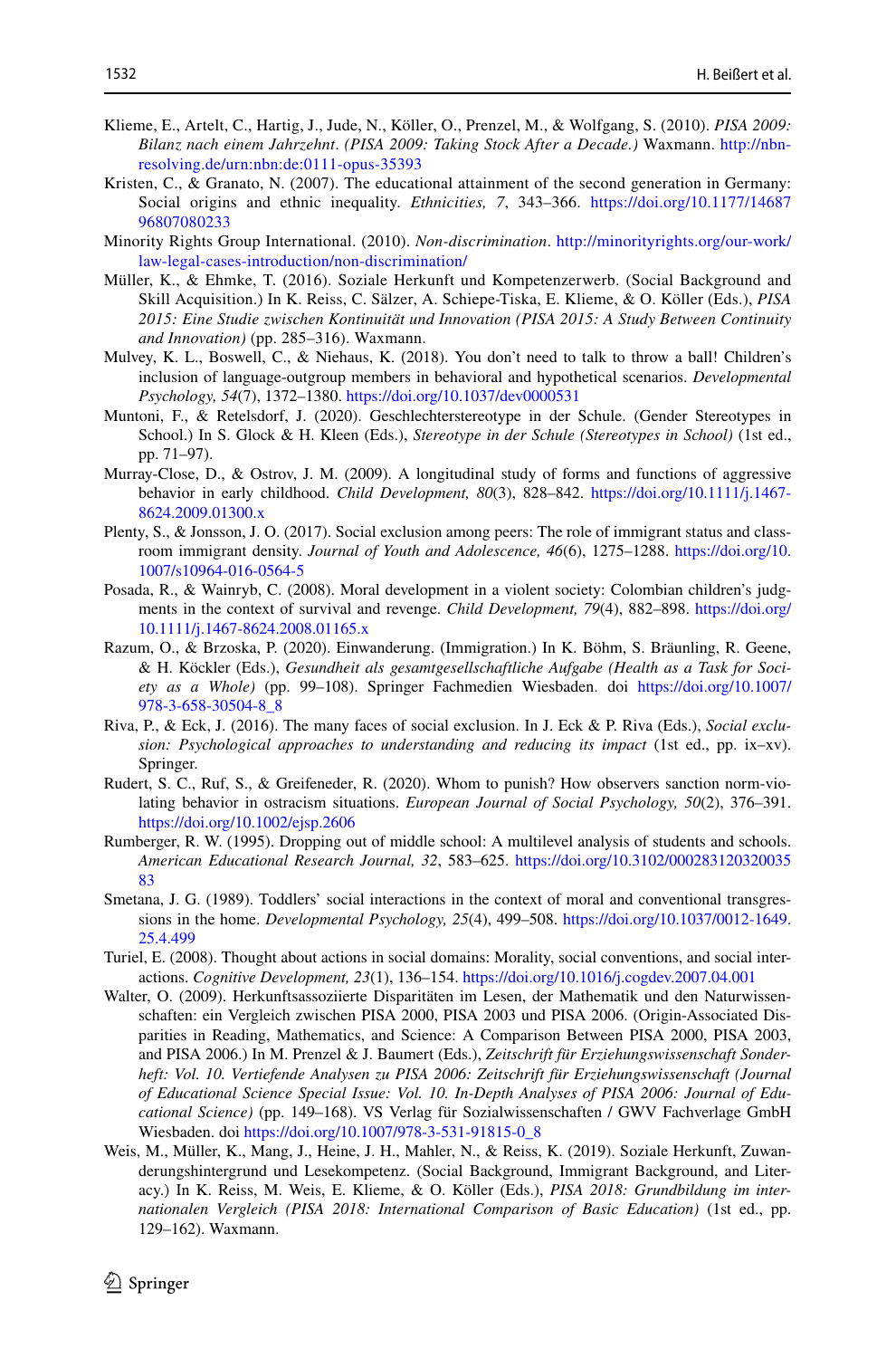Klieme, E., Artelt, C., Hartig, J., Jude, N., Köller, O., Prenzel, M., & Wolfgang, S. (2010). *PISA 2009: Bilanz nach einem Jahrzehnt*. *(PISA 2009: Taking Stock After a Decade.)* Waxmann. http://nbn-resolving.de/urn:nbn:de:0111-opus-35393

Kristen, C., & Granato, N. (2007). The educational attainment of the second generation in Germany: Social origins and ethnic inequality. *Ethnicities, 7*, 343–366. https://doi.org/10.1177/1468796807080233

Minority Rights Group International. (2010). *Non-discrimination*. http://minorityrights.org/our-work/law-legal-cases-introduction/non-discrimination/

Müller, K., & Ehmke, T. (2016). Soziale Herkunft und Kompetenzerwerb. (Social Background and Skill Acquisition.) In K. Reiss, C. Sälzer, A. Schiepe-Tiska, E. Klieme, & O. Köller (Eds.), *PISA 2015: Eine Studie zwischen Kontinuität und Innovation (PISA 2015: A Study Between Continuity and Innovation)* (pp. 285–316). Waxmann.

Mulvey, K. L., Boswell, C., & Niehaus, K. (2018). You don't need to talk to throw a ball! Children's inclusion of language-outgroup members in behavioral and hypothetical scenarios. *Developmental Psychology, 54*(7), 1372–1380. https://doi.org/10.1037/dev0000531

Muntoni, F., & Retelsdorf, J. (2020). Geschlechterstereotype in der Schule. (Gender Stereotypes in School.) In S. Glock & H. Kleen (Eds.), *Stereotype in der Schule (Stereotypes in School)* (1st ed., pp. 71–97).

Murray-Close, D., & Ostrov, J. M. (2009). A longitudinal study of forms and functions of aggressive behavior in early childhood. *Child Development, 80*(3), 828–842. https://doi.org/10.1111/j.1467-8624.2009.01300.x

Plenty, S., & Jonsson, J. O. (2017). Social exclusion among peers: The role of immigrant status and classroom immigrant density. *Journal of Youth and Adolescence, 46*(6), 1275–1288. https://doi.org/10.1007/s10964-016-0564-5

Posada, R., & Wainryb, C. (2008). Moral development in a violent society: Colombian children's judgments in the context of survival and revenge. *Child Development, 79*(4), 882–898. https://doi.org/10.1111/j.1467-8624.2008.01165.x

Razum, O., & Brzoska, P. (2020). Einwanderung. (Immigration.) In K. Böhm, S. Bräunling, R. Geene, & H. Köckler (Eds.), *Gesundheit als gesamtgesellschaftliche Aufgabe (Health as a Task for Society as a Whole)* (pp. 99–108). Springer Fachmedien Wiesbaden. doi https://doi.org/10.1007/978-3-658-30504-8_8

Riva, P., & Eck, J. (2016). The many faces of social exclusion. In J. Eck & P. Riva (Eds.), *Social exclusion: Psychological approaches to understanding and reducing its impact* (1st ed., pp. ix–xv). Springer.

Rudert, S. C., Ruf, S., & Greifeneder, R. (2020). Whom to punish? How observers sanction norm-violating behavior in ostracism situations. *European Journal of Social Psychology, 50*(2), 376–391. https://doi.org/10.1002/ejsp.2606

Rumberger, R. W. (1995). Dropping out of middle school: A multilevel analysis of students and schools. *American Educational Research Journal, 32*, 583–625. https://doi.org/10.3102/00028312032003583

Smetana, J. G. (1989). Toddlers' social interactions in the context of moral and conventional transgressions in the home. *Developmental Psychology, 25*(4), 499–508. https://doi.org/10.1037/0012-1649.25.4.499

Turiel, E. (2008). Thought about actions in social domains: Morality, social conventions, and social interactions. *Cognitive Development, 23*(1), 136–154. https://doi.org/10.1016/j.cogdev.2007.04.001

Walter, O. (2009). Herkunftsassoziierte Disparitäten im Lesen, der Mathematik und den Naturwissenschaften: ein Vergleich zwischen PISA 2000, PISA 2003 und PISA 2006. (Origin-Associated Disparities in Reading, Mathematics, and Science: A Comparison Between PISA 2000, PISA 2003, and PISA 2006.) In M. Prenzel & J. Baumert (Eds.), *Zeitschrift für Erziehungswissenschaft Sonderheft: Vol. 10. Vertiefende Analysen zu PISA 2006: Zeitschrift für Erziehungswissenschaft (Journal of Educational Science Special Issue: Vol. 10. In-Depth Analyses of PISA 2006: Journal of Educational Science)* (pp. 149–168). VS Verlag für Sozialwissenschaften / GWV Fachverlage GmbH Wiesbaden. doi https://doi.org/10.1007/978-3-531-91815-0_8

Weis, M., Müller, K., Mang, J., Heine, J. H., Mahler, N., & Reiss, K. (2019). Soziale Herkunft, Zuwanderungshintergrund und Lesekompetenz. (Social Background, Immigrant Background, and Literacy.) In K. Reiss, M. Weis, E. Klieme, & O. Köller (Eds.), *PISA 2018: Grundbildung im internationalen Vergleich (PISA 2018: International Comparison of Basic Education)* (1st ed., pp. 129–162). Waxmann.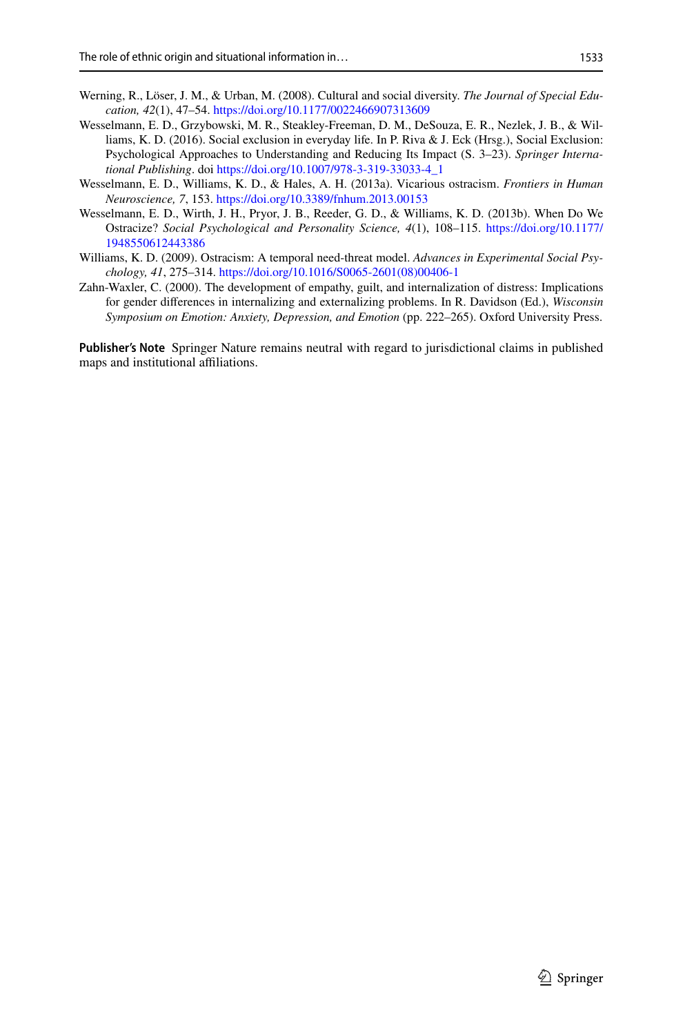Werning, R., Löser, J. M., & Urban, M. (2008). Cultural and social diversity. *The Journal of Special Education, 42*(1), 47–54. https://doi.org/10.1177/0022466907313609

Wesselmann, E. D., Grzybowski, M. R., Steakley-Freeman, D. M., DeSouza, E. R., Nezlek, J. B., & Williams, K. D. (2016). Social exclusion in everyday life. In P. Riva & J. Eck (Hrsg.), Social Exclusion: Psychological Approaches to Understanding and Reducing Its Impact (S. 3–23). *Springer International Publishing*. doi https://doi.org/10.1007/978-3-319-33033-4_1

Wesselmann, E. D., Williams, K. D., & Hales, A. H. (2013a). Vicarious ostracism. *Frontiers in Human Neuroscience, 7*, 153. https://doi.org/10.3389/fnhum.2013.00153

Wesselmann, E. D., Wirth, J. H., Pryor, J. B., Reeder, G. D., & Williams, K. D. (2013b). When Do We Ostracize? *Social Psychological and Personality Science, 4*(1), 108–115. https://doi.org/10.1177/1948550612443386

Williams, K. D. (2009). Ostracism: A temporal need-threat model. *Advances in Experimental Social Psychology, 41*, 275–314. https://doi.org/10.1016/S0065-2601(08)00406-1

Zahn-Waxler, C. (2000). The development of empathy, guilt, and internalization of distress: Implications for gender differences in internalizing and externalizing problems. In R. Davidson (Ed.), *Wisconsin Symposium on Emotion: Anxiety, Depression, and Emotion* (pp. 222–265). Oxford University Press.

**Publisher's Note** Springer Nature remains neutral with regard to jurisdictional claims in published maps and institutional affiliations.